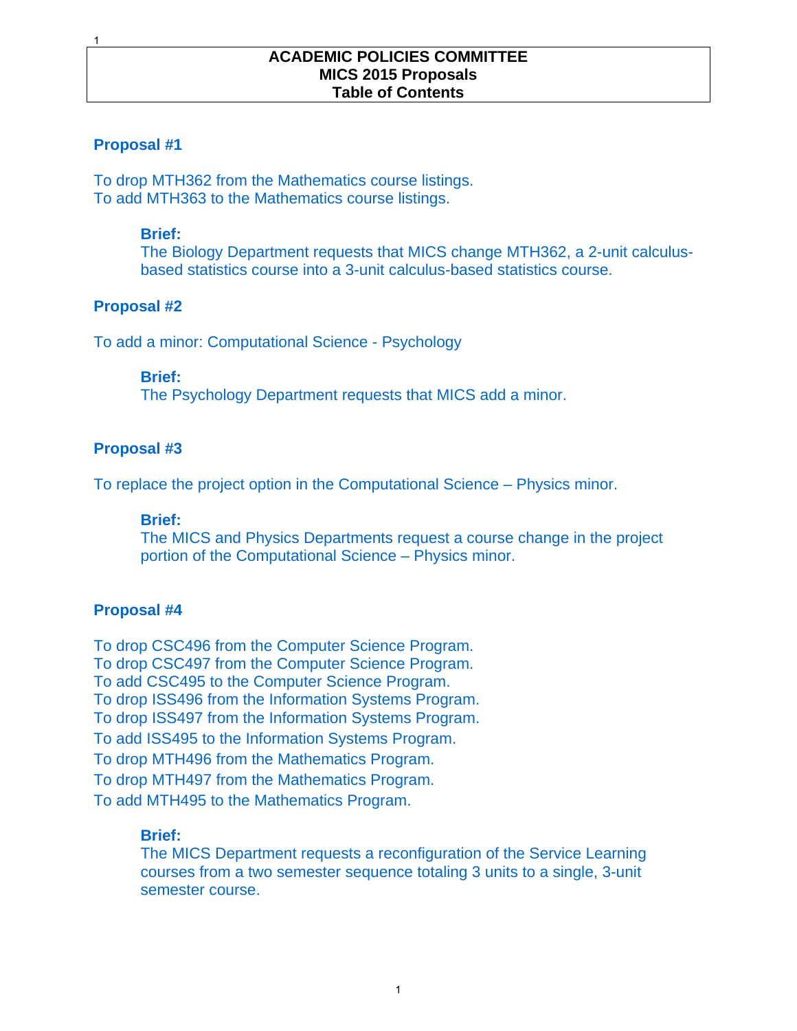# ACADEMIC POLICIES COMMITTEE
# MICS 2015 Proposals
# Table of Contents

## Proposal #1

To drop MTH362 from the Mathematics course listings.
To add MTH363 to the Mathematics course listings.

> **Brief:**
> The Biology Department requests that MICS change MTH362, a 2-unit calculus-based statistics course into a 3-unit calculus-based statistics course.

## Proposal #2

To add a minor: Computational Science - Psychology

> **Brief:**
> The Psychology Department requests that MICS add a minor.

## Proposal #3

To replace the project option in the Computational Science – Physics minor.

> **Brief:**
> The MICS and Physics Departments request a course change in the project portion of the Computational Science – Physics minor.

## Proposal #4

To drop CSC496 from the Computer Science Program.
To drop CSC497 from the Computer Science Program.
To add CSC495 to the Computer Science Program.
To drop ISS496 from the Information Systems Program.
To drop ISS497 from the Information Systems Program.
To add ISS495 to the Information Systems Program.
To drop MTH496 from the Mathematics Program.
To drop MTH497 from the Mathematics Program.
To add MTH495 to the Mathematics Program.

> **Brief:**
> The MICS Department requests a reconfiguration of the Service Learning courses from a two semester sequence totaling 3 units to a single, 3-unit semester course.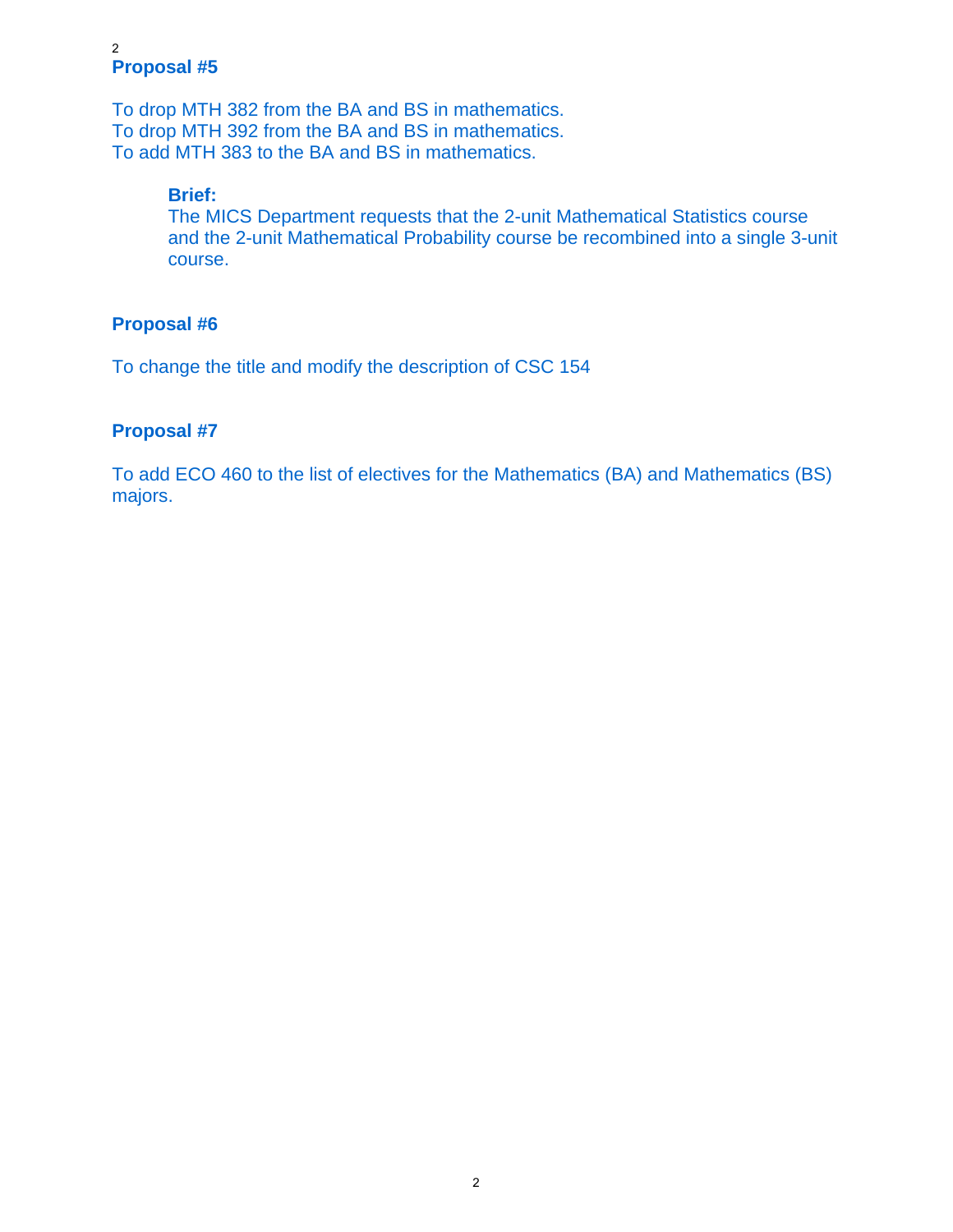## Proposal #5

To drop MTH 382 from the BA and BS in mathematics.
To drop MTH 392 from the BA and BS in mathematics.
To add MTH 383 to the BA and BS in mathematics.

> **Brief:**
> The MICS Department requests that the 2-unit Mathematical Statistics course and the 2-unit Mathematical Probability course be recombined into a single 3-unit course.

## Proposal #6

To change the title and modify the description of CSC 154

## Proposal #7

To add ECO 460 to the list of electives for the Mathematics (BA) and Mathematics (BS) majors.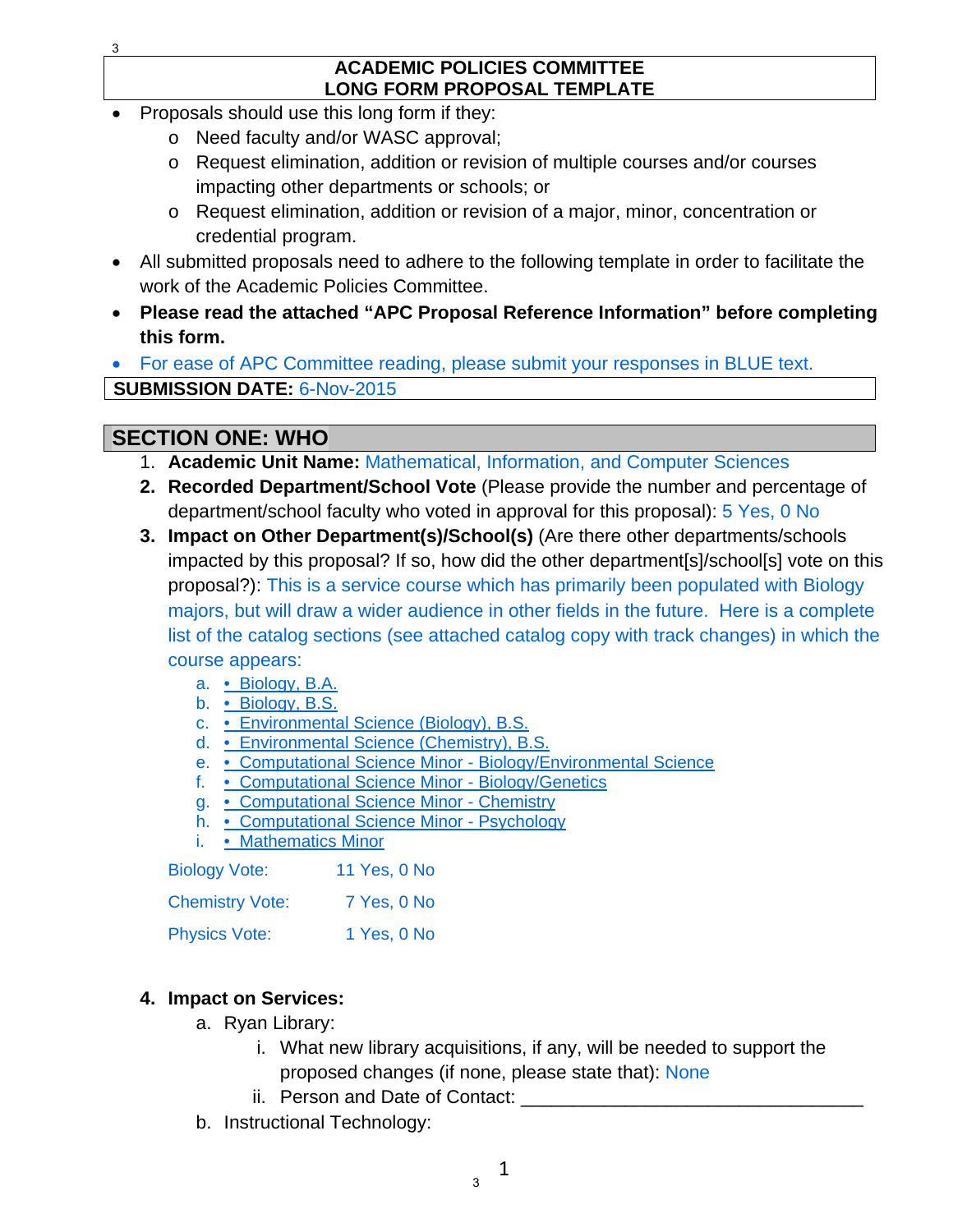## ACADEMIC POLICIES COMMITTEE
## LONG FORM PROPOSAL TEMPLATE

- Proposals should use this long form if they:
  - Need faculty and/or WASC approval;
  - Request elimination, addition or revision of multiple courses and/or courses impacting other departments or schools; or
  - Request elimination, addition or revision of a major, minor, concentration or credential program.
- All submitted proposals need to adhere to the following template in order to facilitate the work of the Academic Policies Committee.
- **Please read the attached "APC Proposal Reference Information" before completing this form.**
- For ease of APC Committee reading, please submit your responses in BLUE text.

**SUBMISSION DATE:** 6-Nov-2015

## SECTION ONE: WHO

1. **Academic Unit Name:** Mathematical, Information, and Computer Sciences
2. **Recorded Department/School Vote** (Please provide the number and percentage of department/school faculty who voted in approval for this proposal): 5 Yes, 0 No
3. **Impact on Other Department(s)/School(s)** (Are there other departments/schools impacted by this proposal? If so, how did the other department[s]/school[s] vote on this proposal?): This is a service course which has primarily been populated with Biology majors, but will draw a wider audience in other fields in the future. Here is a complete list of the catalog sections (see attached catalog copy with track changes) in which the course appears:
   a. • Biology, B.A.
   b. • Biology, B.S.
   c. • Environmental Science (Biology), B.S.
   d. • Environmental Science (Chemistry), B.S.
   e. • Computational Science Minor - Biology/Environmental Science
   f. • Computational Science Minor - Biology/Genetics
   g. • Computational Science Minor - Chemistry
   h. • Computational Science Minor - Psychology
   i. • Mathematics Minor

   Biology Vote: 11 Yes, 0 No

   Chemistry Vote: 7 Yes, 0 No

   Physics Vote: 1 Yes, 0 No

4. **Impact on Services:**
   a. Ryan Library:
      i. What new library acquisitions, if any, will be needed to support the proposed changes (if none, please state that): None
      ii. Person and Date of Contact: ________________________________
   b. Instructional Technology: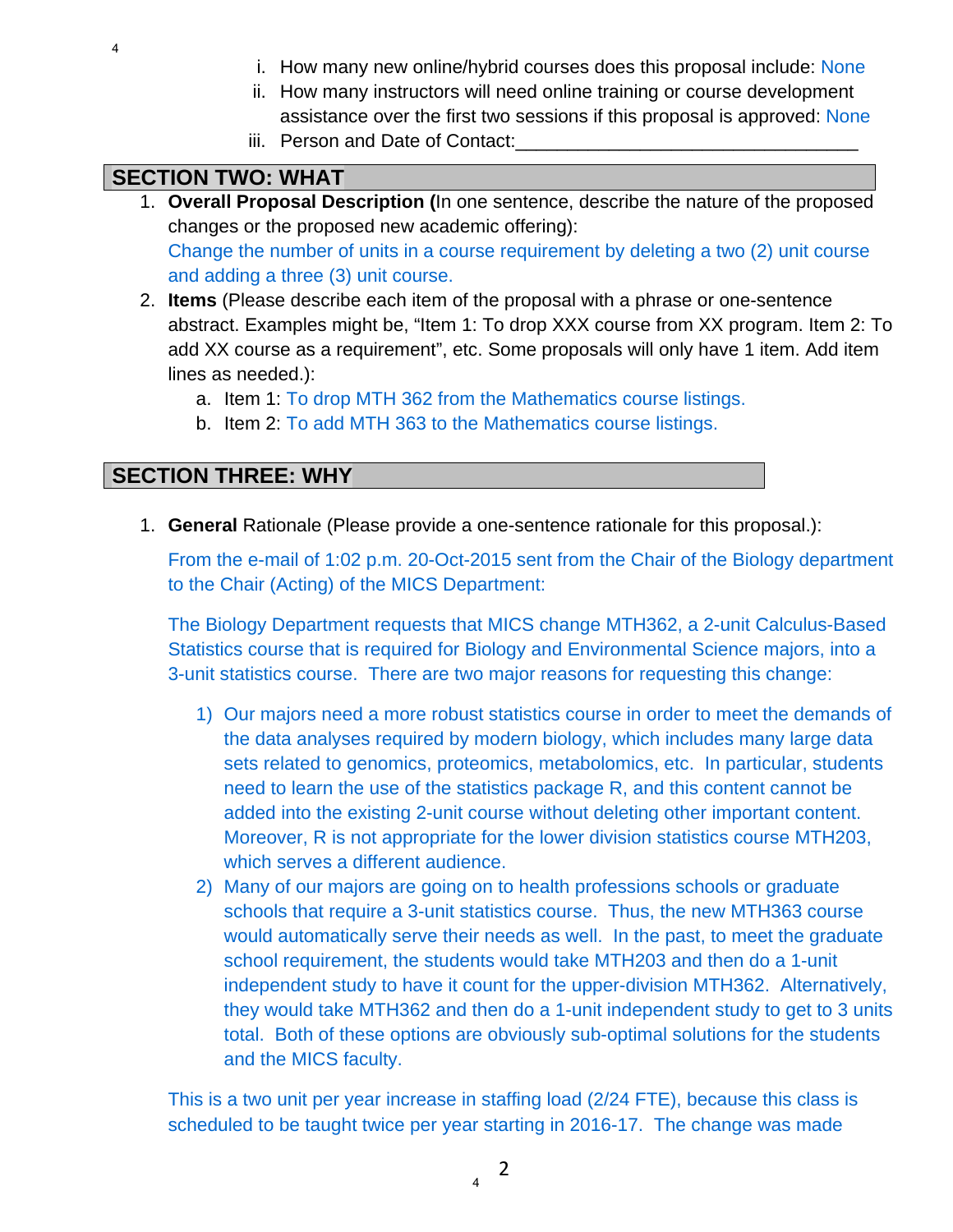i. How many new online/hybrid courses does this proposal include: None
ii. How many instructors will need online training or course development assistance over the first two sessions if this proposal is approved: None
iii. Person and Date of Contact:________________________________

## SECTION TWO: WHAT

1. **Overall Proposal Description (**In one sentence, describe the nature of the proposed changes or the proposed new academic offering):
   Change the number of units in a course requirement by deleting a two (2) unit course and adding a three (3) unit course.
2. **Items** (Please describe each item of the proposal with a phrase or one-sentence abstract. Examples might be, "Item 1: To drop XXX course from XX program. Item 2: To add XX course as a requirement", etc. Some proposals will only have 1 item. Add item lines as needed.):
   a. Item 1: To drop MTH 362 from the Mathematics course listings.
   b. Item 2: To add MTH 363 to the Mathematics course listings.

## SECTION THREE: WHY

1. **General** Rationale (Please provide a one-sentence rationale for this proposal.):

   From the e-mail of 1:02 p.m. 20-Oct-2015 sent from the Chair of the Biology department to the Chair (Acting) of the MICS Department:

   The Biology Department requests that MICS change MTH362, a 2-unit Calculus-Based Statistics course that is required for Biology and Environmental Science majors, into a 3-unit statistics course. There are two major reasons for requesting this change:

   1) Our majors need a more robust statistics course in order to meet the demands of the data analyses required by modern biology, which includes many large data sets related to genomics, proteomics, metabolomics, etc. In particular, students need to learn the use of the statistics package R, and this content cannot be added into the existing 2-unit course without deleting other important content. Moreover, R is not appropriate for the lower division statistics course MTH203, which serves a different audience.
   2) Many of our majors are going on to health professions schools or graduate schools that require a 3-unit statistics course. Thus, the new MTH363 course would automatically serve their needs as well. In the past, to meet the graduate school requirement, the students would take MTH203 and then do a 1-unit independent study to have it count for the upper-division MTH362. Alternatively, they would take MTH362 and then do a 1-unit independent study to get to 3 units total. Both of these options are obviously sub-optimal solutions for the students and the MICS faculty.

   This is a two unit per year increase in staffing load (2/24 FTE), because this class is scheduled to be taught twice per year starting in 2016-17. The change was made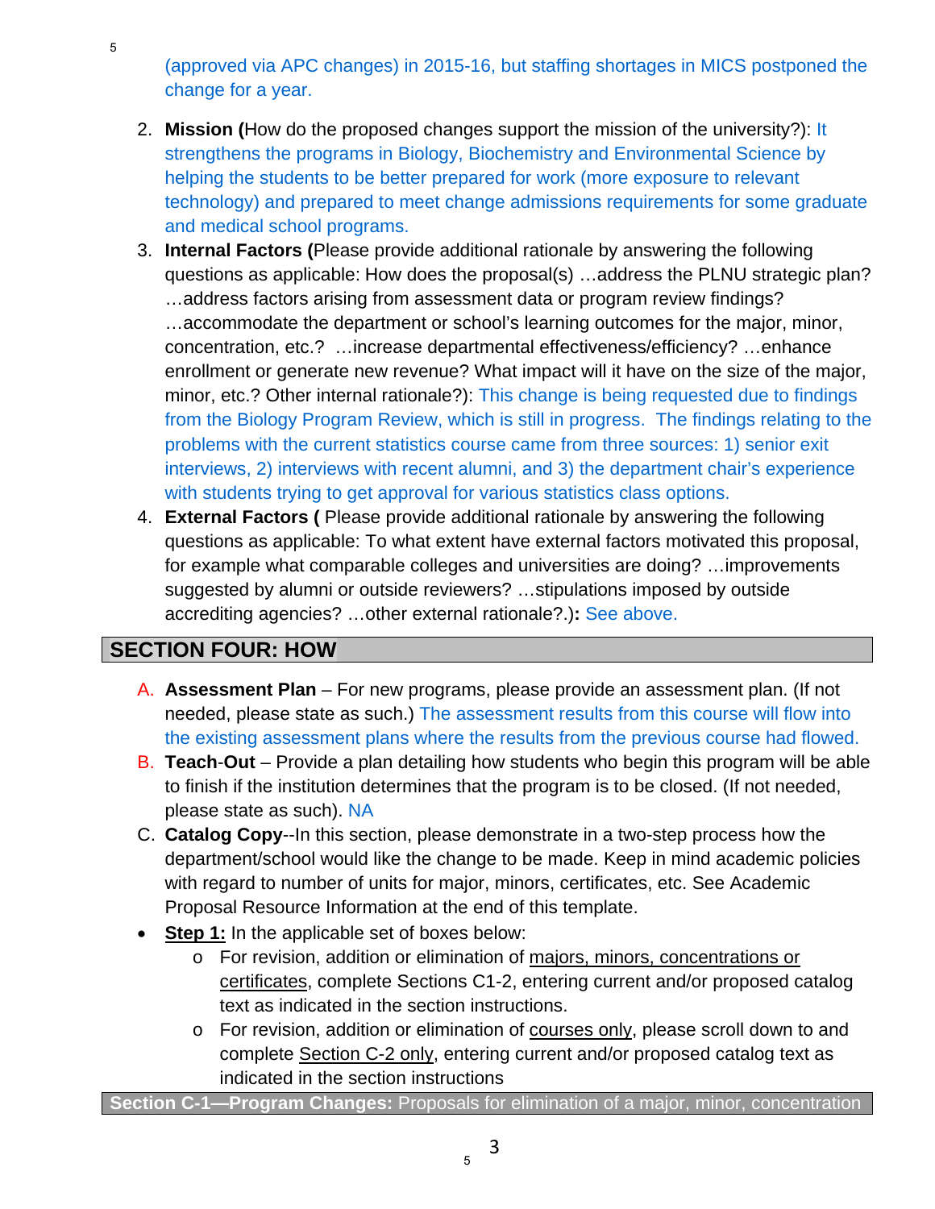(approved via APC changes) in 2015-16, but staffing shortages in MICS postponed the change for a year.

2. **Mission (**How do the proposed changes support the mission of the university?): It strengthens the programs in Biology, Biochemistry and Environmental Science by helping the students to be better prepared for work (more exposure to relevant technology) and prepared to meet change admissions requirements for some graduate and medical school programs.
3. **Internal Factors (**Please provide additional rationale by answering the following questions as applicable: How does the proposal(s) …address the PLNU strategic plan? …address factors arising from assessment data or program review findings? …accommodate the department or school's learning outcomes for the major, minor, concentration, etc.? …increase departmental effectiveness/efficiency? …enhance enrollment or generate new revenue? What impact will it have on the size of the major, minor, etc.? Other internal rationale?): This change is being requested due to findings from the Biology Program Review, which is still in progress. The findings relating to the problems with the current statistics course came from three sources: 1) senior exit interviews, 2) interviews with recent alumni, and 3) the department chair's experience with students trying to get approval for various statistics class options.
4. **External Factors (** Please provide additional rationale by answering the following questions as applicable: To what extent have external factors motivated this proposal, for example what comparable colleges and universities are doing? …improvements suggested by alumni or outside reviewers? …stipulations imposed by outside accrediting agencies? …other external rationale?.)**:** See above.

## SECTION FOUR: HOW

A. **Assessment Plan** – For new programs, please provide an assessment plan. (If not needed, please state as such.) The assessment results from this course will flow into the existing assessment plans where the results from the previous course had flowed.

B. **Teach-Out** – Provide a plan detailing how students who begin this program will be able to finish if the institution determines that the program is to be closed. (If not needed, please state as such). NA

C. **Catalog Copy**--In this section, please demonstrate in a two-step process how the department/school would like the change to be made. Keep in mind academic policies with regard to number of units for major, minors, certificates, etc. See Academic Proposal Resource Information at the end of this template.

- **Step 1:** In the applicable set of boxes below:
  - For revision, addition or elimination of majors, minors, concentrations or certificates, complete Sections C1-2, entering current and/or proposed catalog text as indicated in the section instructions.
  - For revision, addition or elimination of courses only, please scroll down to and complete Section C-2 only, entering current and/or proposed catalog text as indicated in the section instructions

**Section C-1—Program Changes:** Proposals for elimination of a major, minor, concentration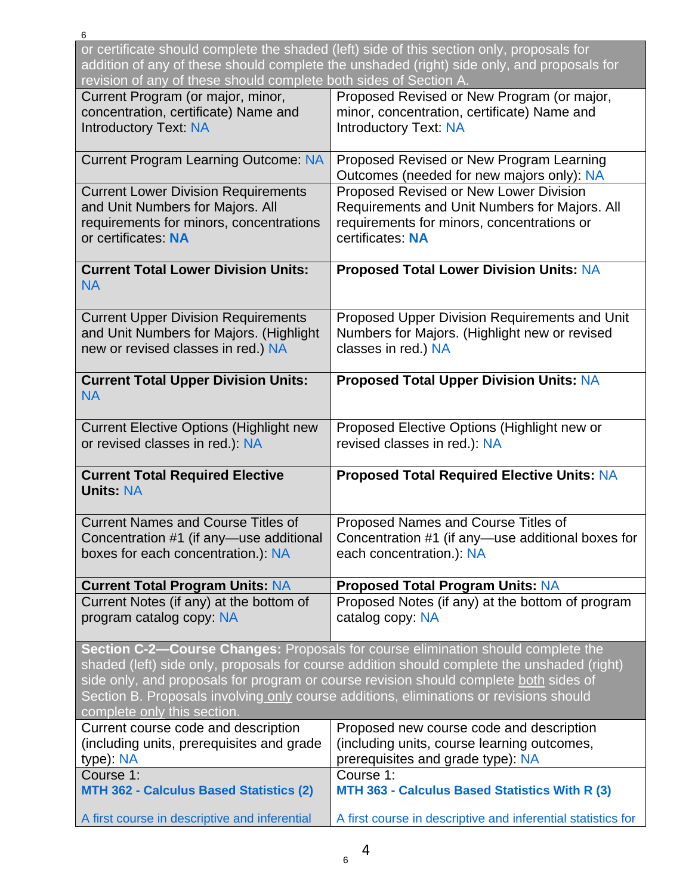| or certificate should complete the shaded (left) side of this section only, proposals for addition of any of these should complete the unshaded (right) side only, and proposals for revision of any of these should complete both sides of Section A. | |
|---|---|
| Current Program (or major, minor, concentration, certificate) Name and Introductory Text: NA | Proposed Revised or New Program (or major, minor, concentration, certificate) Name and Introductory Text: NA |
| Current Program Learning Outcome: NA | Proposed Revised or New Program Learning Outcomes (needed for new majors only): NA |
| Current Lower Division Requirements and Unit Numbers for Majors. All requirements for minors, concentrations or certificates: **NA** | Proposed Revised or New Lower Division Requirements and Unit Numbers for Majors. All requirements for minors, concentrations or certificates: **NA** |
| **Current Total Lower Division Units:** NA | **Proposed Total Lower Division Units:** NA |
| Current Upper Division Requirements and Unit Numbers for Majors. (Highlight new or revised classes in red.) NA | Proposed Upper Division Requirements and Unit Numbers for Majors. (Highlight new or revised classes in red.) NA |
| **Current Total Upper Division Units:** NA | **Proposed Total Upper Division Units:** NA |
| Current Elective Options (Highlight new or revised classes in red.): NA | Proposed Elective Options (Highlight new or revised classes in red.): NA |
| **Current Total Required Elective Units:** NA | **Proposed Total Required Elective Units:** NA |
| Current Names and Course Titles of Concentration #1 (if any—use additional boxes for each concentration.): NA | Proposed Names and Course Titles of Concentration #1 (if any—use additional boxes for each concentration.): NA |
| **Current Total Program Units:** NA | **Proposed Total Program Units:** NA |
| Current Notes (if any) at the bottom of program catalog copy: NA | Proposed Notes (if any) at the bottom of program catalog copy: NA |

| **Section C-2—Course Changes:** Proposals for course elimination should complete the shaded (left) side only, proposals for course addition should complete the unshaded (right) side only, and proposals for program or course revision should complete both sides of Section B. Proposals involving only course additions, eliminations or revisions should complete only this section. | |
|---|---|
| Current course code and description (including units, prerequisites and grade type): NA | Proposed new course code and description (including units, course learning outcomes, prerequisites and grade type): NA |
| Course 1: **MTH 362 - Calculus Based Statistics (2)** A first course in descriptive and inferential | Course 1: **MTH 363 - Calculus Based Statistics With R (3)** A first course in descriptive and inferential statistics for |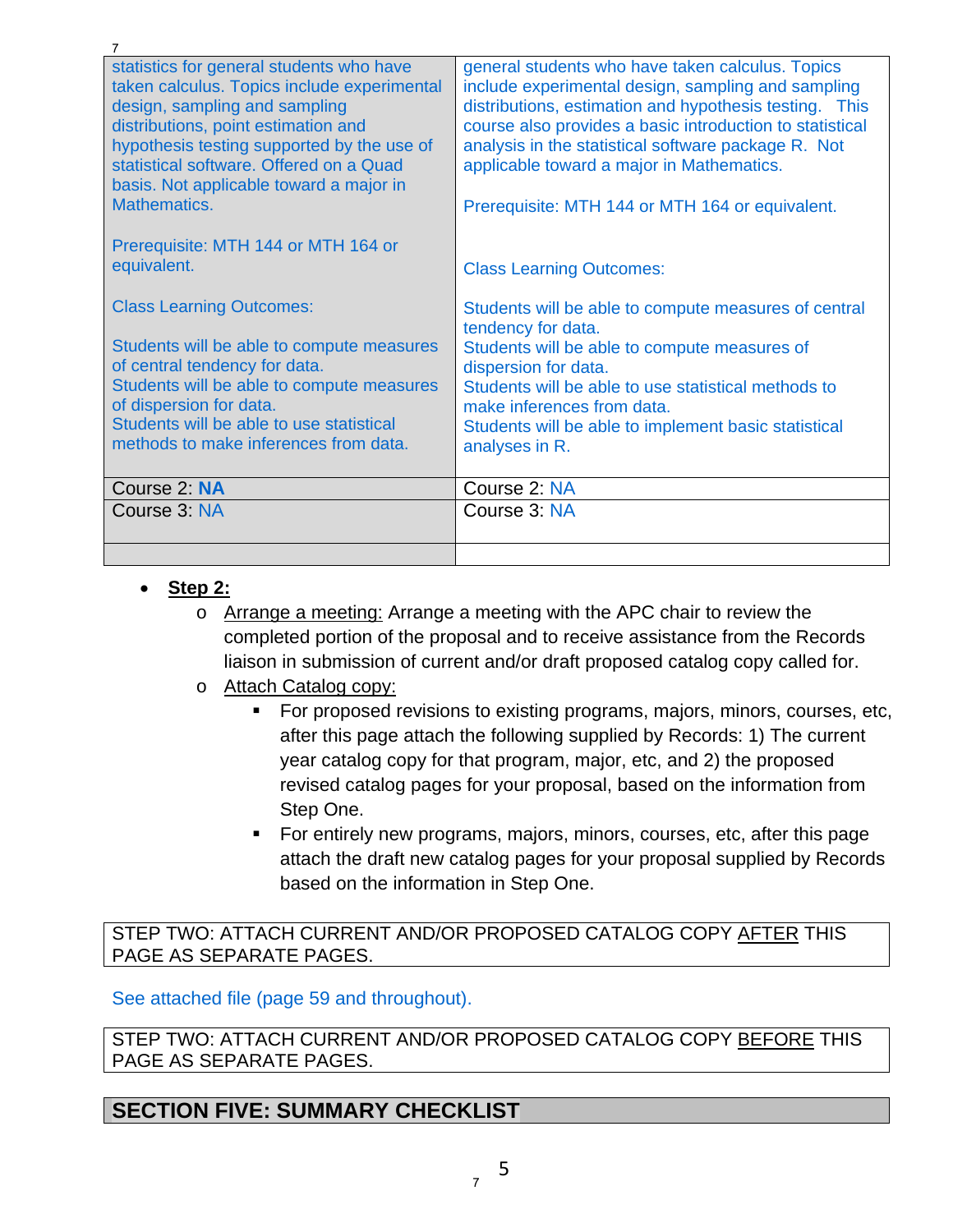| | |
|---|---|
| statistics for general students who have taken calculus. Topics include experimental design, sampling and sampling distributions, point estimation and hypothesis testing supported by the use of statistical software. Offered on a Quad basis. Not applicable toward a major in Mathematics.<br><br>Prerequisite: MTH 144 or MTH 164 or equivalent.<br><br>Class Learning Outcomes:<br><br>Students will be able to compute measures of central tendency for data.<br>Students will be able to compute measures of dispersion for data.<br>Students will be able to use statistical methods to make inferences from data. | general students who have taken calculus. Topics include experimental design, sampling and sampling distributions, estimation and hypothesis testing. This course also provides a basic introduction to statistical analysis in the statistical software package R. Not applicable toward a major in Mathematics.<br><br>Prerequisite: MTH 144 or MTH 164 or equivalent.<br><br>Class Learning Outcomes:<br><br>Students will be able to compute measures of central tendency for data.<br>Students will be able to compute measures of dispersion for data.<br>Students will be able to use statistical methods to make inferences from data.<br>Students will be able to implement basic statistical analyses in R. |
| Course 2: **NA** | Course 2: NA |
| Course 3: NA | Course 3: NA |
| | |

- **Step 2:**
  - Arrange a meeting: Arrange a meeting with the APC chair to review the completed portion of the proposal and to receive assistance from the Records liaison in submission of current and/or draft proposed catalog copy called for.
  - Attach Catalog copy:
    - For proposed revisions to existing programs, majors, minors, courses, etc, after this page attach the following supplied by Records: 1) The current year catalog copy for that program, major, etc, and 2) the proposed revised catalog pages for your proposal, based on the information from Step One.
    - For entirely new programs, majors, minors, courses, etc, after this page attach the draft new catalog pages for your proposal supplied by Records based on the information in Step One.

STEP TWO: ATTACH CURRENT AND/OR PROPOSED CATALOG COPY AFTER THIS PAGE AS SEPARATE PAGES.

See attached file (page 59 and throughout).

STEP TWO: ATTACH CURRENT AND/OR PROPOSED CATALOG COPY BEFORE THIS PAGE AS SEPARATE PAGES.

## SECTION FIVE: SUMMARY CHECKLIST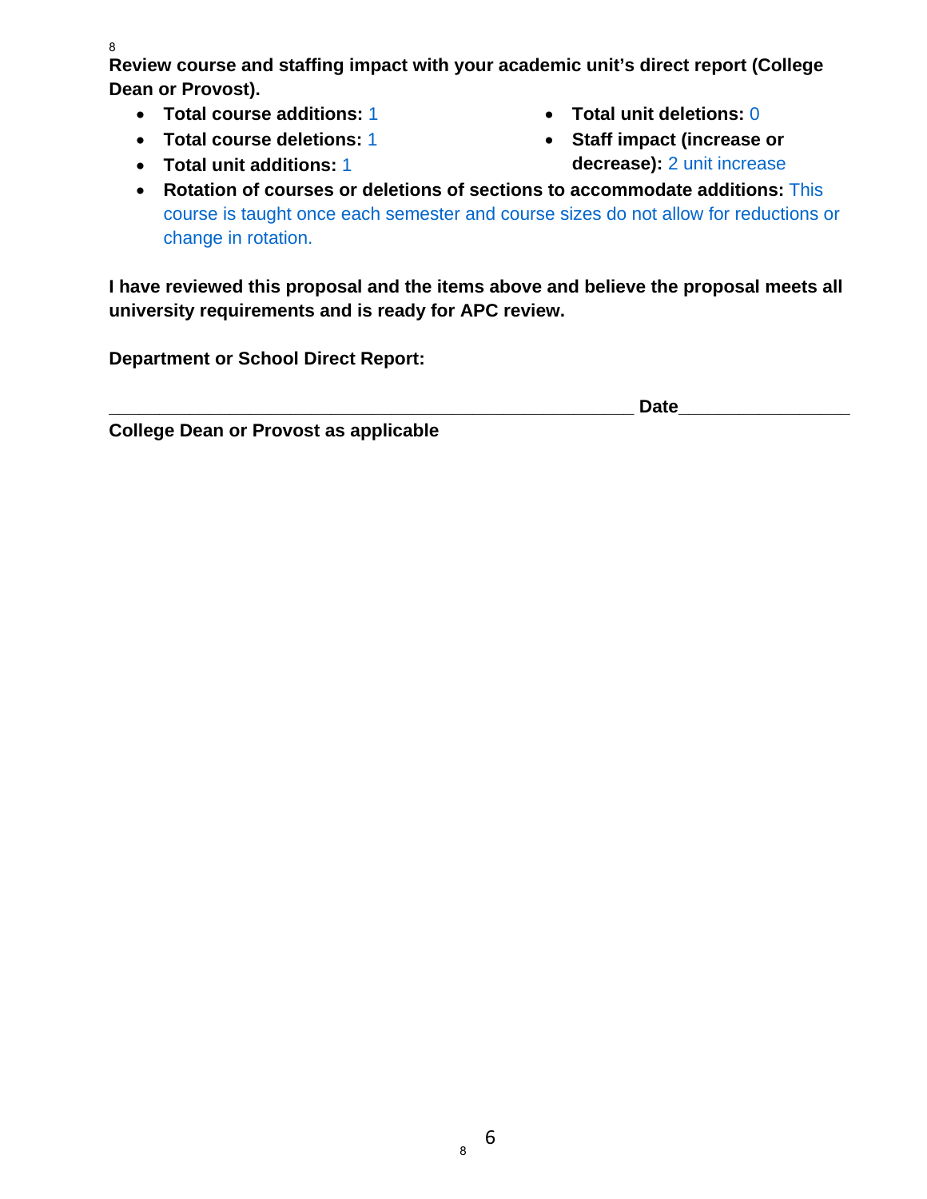**Review course and staffing impact with your academic unit's direct report (College Dean or Provost).**

- **Total course additions:** 1
- **Total course deletions:** 1
- **Total unit additions:** 1
- **Total unit deletions:** 0
- **Staff impact (increase or decrease):** 2 unit increase
- **Rotation of courses or deletions of sections to accommodate additions:** This course is taught once each semester and course sizes do not allow for reductions or change in rotation.

**I have reviewed this proposal and the items above and believe the proposal meets all university requirements and is ready for APC review.**

**Department or School Direct Report:**

_____________________________________________________ **Date**_________________

**College Dean or Provost as applicable**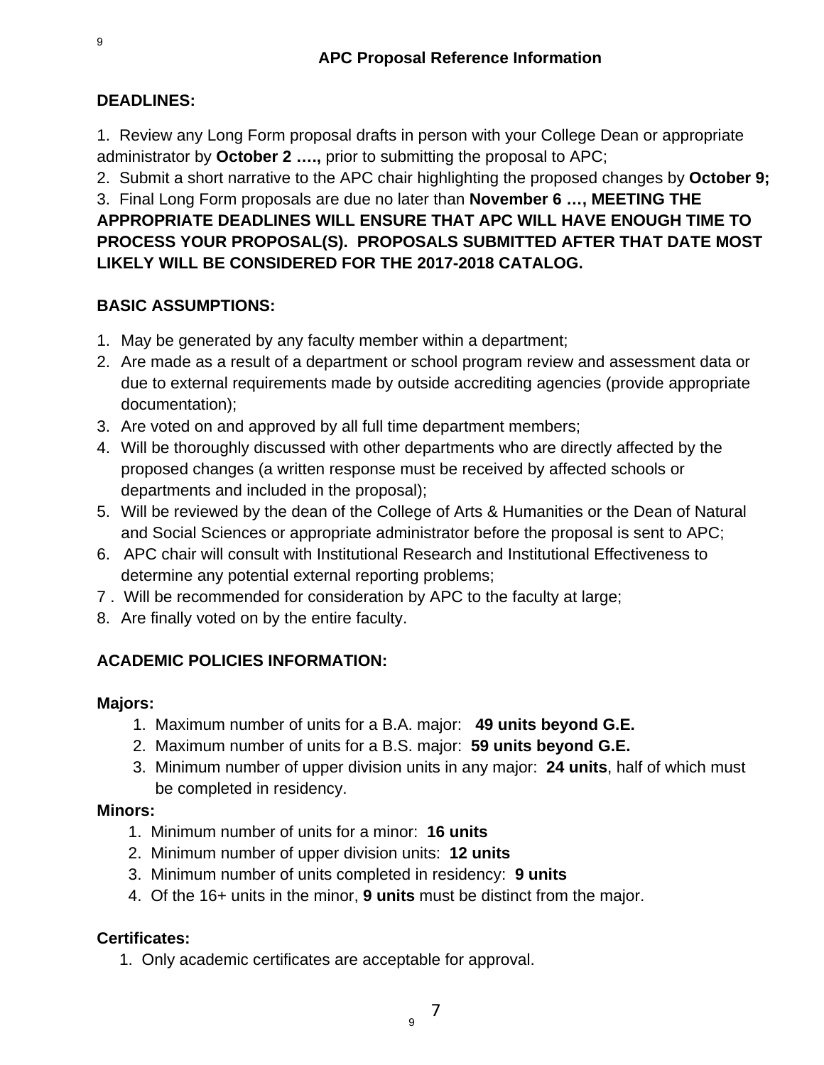## APC Proposal Reference Information

**DEADLINES:**

1. Review any Long Form proposal drafts in person with your College Dean or appropriate administrator by **October 2 ….,** prior to submitting the proposal to APC;
2. Submit a short narrative to the APC chair highlighting the proposed changes by **October 9;**
3. Final Long Form proposals are due no later than **November 6 …, MEETING THE APPROPRIATE DEADLINES WILL ENSURE THAT APC WILL HAVE ENOUGH TIME TO PROCESS YOUR PROPOSAL(S). PROPOSALS SUBMITTED AFTER THAT DATE MOST LIKELY WILL BE CONSIDERED FOR THE 2017-2018 CATALOG.**

**BASIC ASSUMPTIONS:**

1. May be generated by any faculty member within a department;
2. Are made as a result of a department or school program review and assessment data or due to external requirements made by outside accrediting agencies (provide appropriate documentation);
3. Are voted on and approved by all full time department members;
4. Will be thoroughly discussed with other departments who are directly affected by the proposed changes (a written response must be received by affected schools or departments and included in the proposal);
5. Will be reviewed by the dean of the College of Arts & Humanities or the Dean of Natural and Social Sciences or appropriate administrator before the proposal is sent to APC;
6. APC chair will consult with Institutional Research and Institutional Effectiveness to determine any potential external reporting problems;
7. Will be recommended for consideration by APC to the faculty at large;
8. Are finally voted on by the entire faculty.

**ACADEMIC POLICIES INFORMATION:**

**Majors:**

1. Maximum number of units for a B.A. major: **49 units beyond G.E.**
2. Maximum number of units for a B.S. major: **59 units beyond G.E.**
3. Minimum number of upper division units in any major: **24 units**, half of which must be completed in residency.

**Minors:**

1. Minimum number of units for a minor: **16 units**
2. Minimum number of upper division units: **12 units**
3. Minimum number of units completed in residency: **9 units**
4. Of the 16+ units in the minor, **9 units** must be distinct from the major.

**Certificates:**

1. Only academic certificates are acceptable for approval.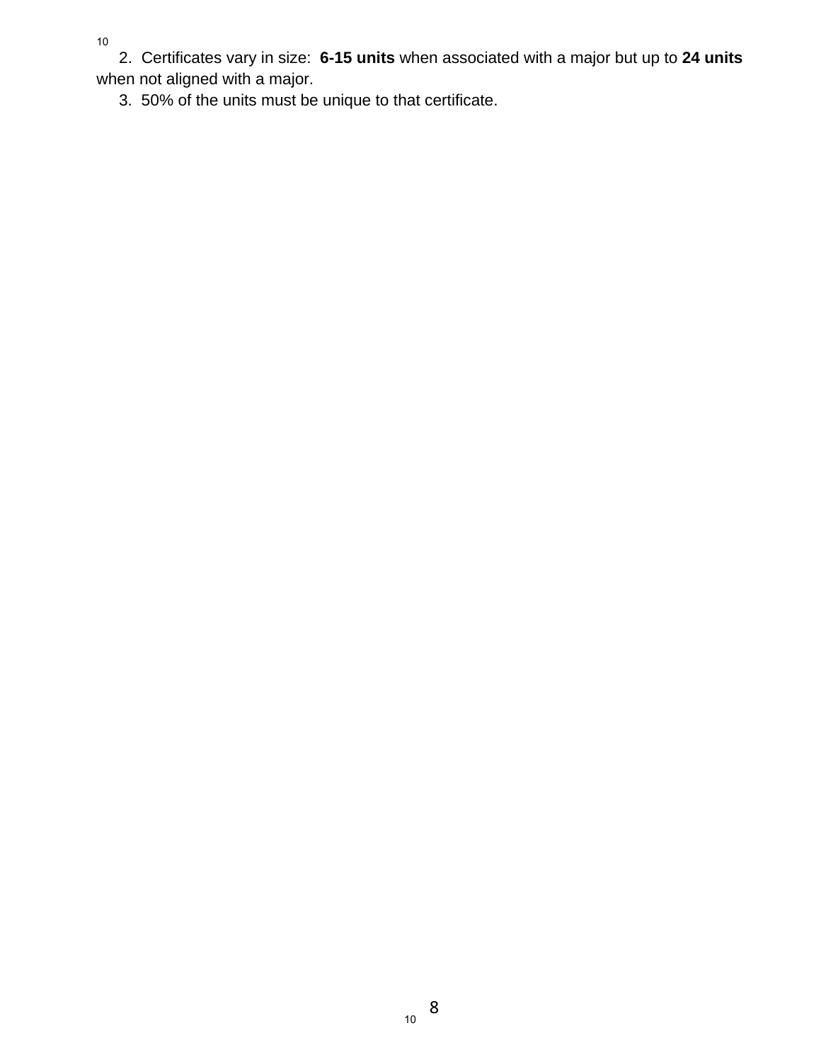2. Certificates vary in size: **6-15 units** when associated with a major but up to **24 units** when not aligned with a major.

3. 50% of the units must be unique to that certificate.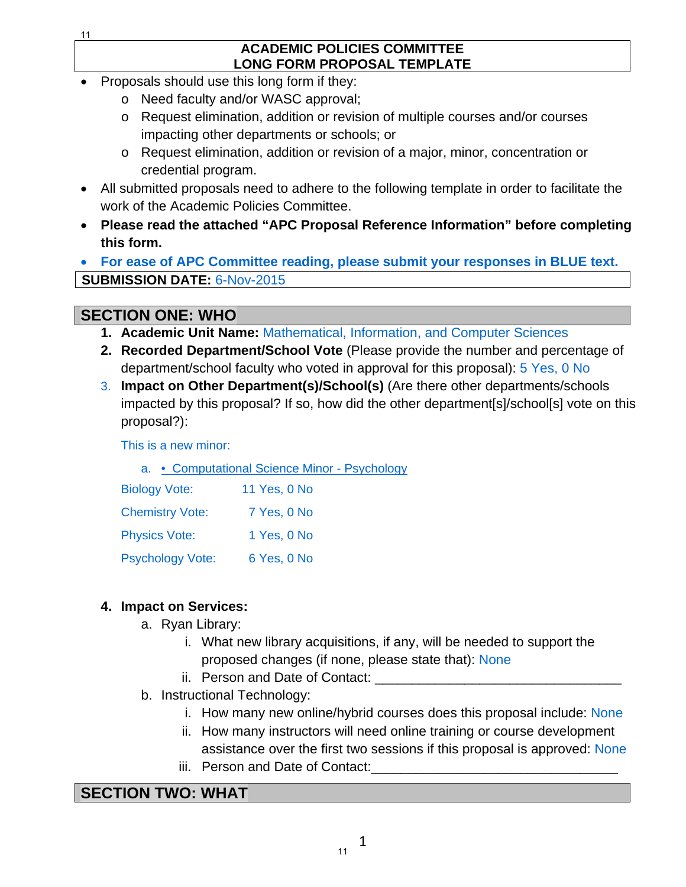**ACADEMIC POLICIES COMMITTEE**
**LONG FORM PROPOSAL TEMPLATE**

- Proposals should use this long form if they:
  - Need faculty and/or WASC approval;
  - Request elimination, addition or revision of multiple courses and/or courses impacting other departments or schools; or
  - Request elimination, addition or revision of a major, minor, concentration or credential program.
- All submitted proposals need to adhere to the following template in order to facilitate the work of the Academic Policies Committee.
- **Please read the attached "APC Proposal Reference Information" before completing this form.**
- **For ease of APC Committee reading, please submit your responses in BLUE text.**

**SUBMISSION DATE:** 6-Nov-2015

## SECTION ONE: WHO

1. **Academic Unit Name:** Mathematical, Information, and Computer Sciences
2. **Recorded Department/School Vote** (Please provide the number and percentage of department/school faculty who voted in approval for this proposal): 5 Yes, 0 No
3. **Impact on Other Department(s)/School(s)** (Are there other departments/schools impacted by this proposal? If so, how did the other department[s]/school[s] vote on this proposal?):

   This is a new minor:

   a. • Computational Science Minor - Psychology

   Biology Vote: 11 Yes, 0 No

   Chemistry Vote: 7 Yes, 0 No

   Physics Vote: 1 Yes, 0 No

   Psychology Vote: 6 Yes, 0 No

4. **Impact on Services:**
   a. Ryan Library:
      i. What new library acquisitions, if any, will be needed to support the proposed changes (if none, please state that): None
      ii. Person and Date of Contact: ________________________________
   b. Instructional Technology:
      i. How many new online/hybrid courses does this proposal include: None
      ii. How many instructors will need online training or course development assistance over the first two sessions if this proposal is approved: None
      iii. Person and Date of Contact: ________________________________

## SECTION TWO: WHAT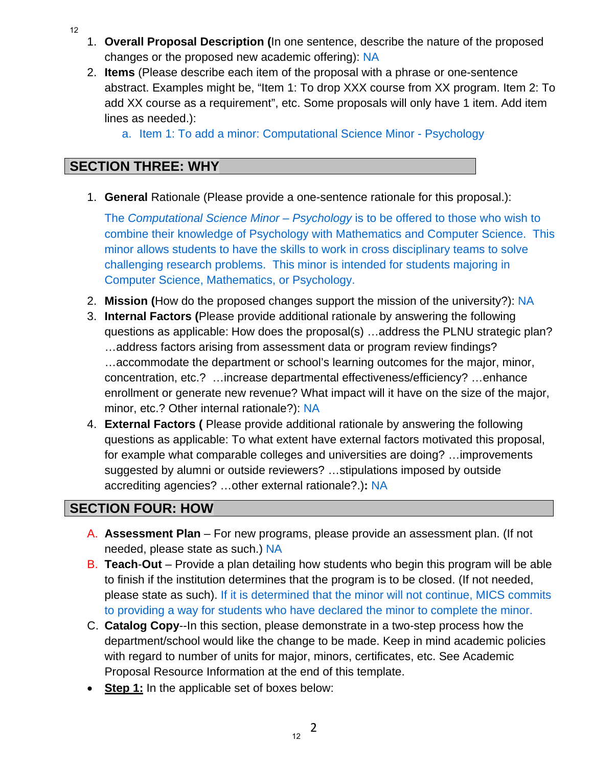1. **Overall Proposal Description (**In one sentence, describe the nature of the proposed changes or the proposed new academic offering): NA
2. **Items** (Please describe each item of the proposal with a phrase or one-sentence abstract. Examples might be, "Item 1: To drop XXX course from XX program. Item 2: To add XX course as a requirement", etc. Some proposals will only have 1 item. Add item lines as needed.):
   a. Item 1: To add a minor: Computational Science Minor - Psychology

## SECTION THREE: WHY

1. **General** Rationale (Please provide a one-sentence rationale for this proposal.):

   The *Computational Science Minor – Psychology* is to be offered to those who wish to combine their knowledge of Psychology with Mathematics and Computer Science. This minor allows students to have the skills to work in cross disciplinary teams to solve challenging research problems. This minor is intended for students majoring in Computer Science, Mathematics, or Psychology.

2. **Mission (**How do the proposed changes support the mission of the university?): NA
3. **Internal Factors (**Please provide additional rationale by answering the following questions as applicable: How does the proposal(s) …address the PLNU strategic plan? …address factors arising from assessment data or program review findings? …accommodate the department or school's learning outcomes for the major, minor, concentration, etc.? …increase departmental effectiveness/efficiency? …enhance enrollment or generate new revenue? What impact will it have on the size of the major, minor, etc.? Other internal rationale?): NA
4. **External Factors (** Please provide additional rationale by answering the following questions as applicable: To what extent have external factors motivated this proposal, for example what comparable colleges and universities are doing? …improvements suggested by alumni or outside reviewers? …stipulations imposed by outside accrediting agencies? …other external rationale?.)**:** NA

## SECTION FOUR: HOW

A. **Assessment Plan** – For new programs, please provide an assessment plan. (If not needed, please state as such.) NA

B. **Teach**-**Out** – Provide a plan detailing how students who begin this program will be able to finish if the institution determines that the program is to be closed. (If not needed, please state as such). If it is determined that the minor will not continue, MICS commits to providing a way for students who have declared the minor to complete the minor.

C. **Catalog Copy**--In this section, please demonstrate in a two-step process how the department/school would like the change to be made. Keep in mind academic policies with regard to number of units for major, minors, certificates, etc. See Academic Proposal Resource Information at the end of this template.

- **Step 1:** In the applicable set of boxes below: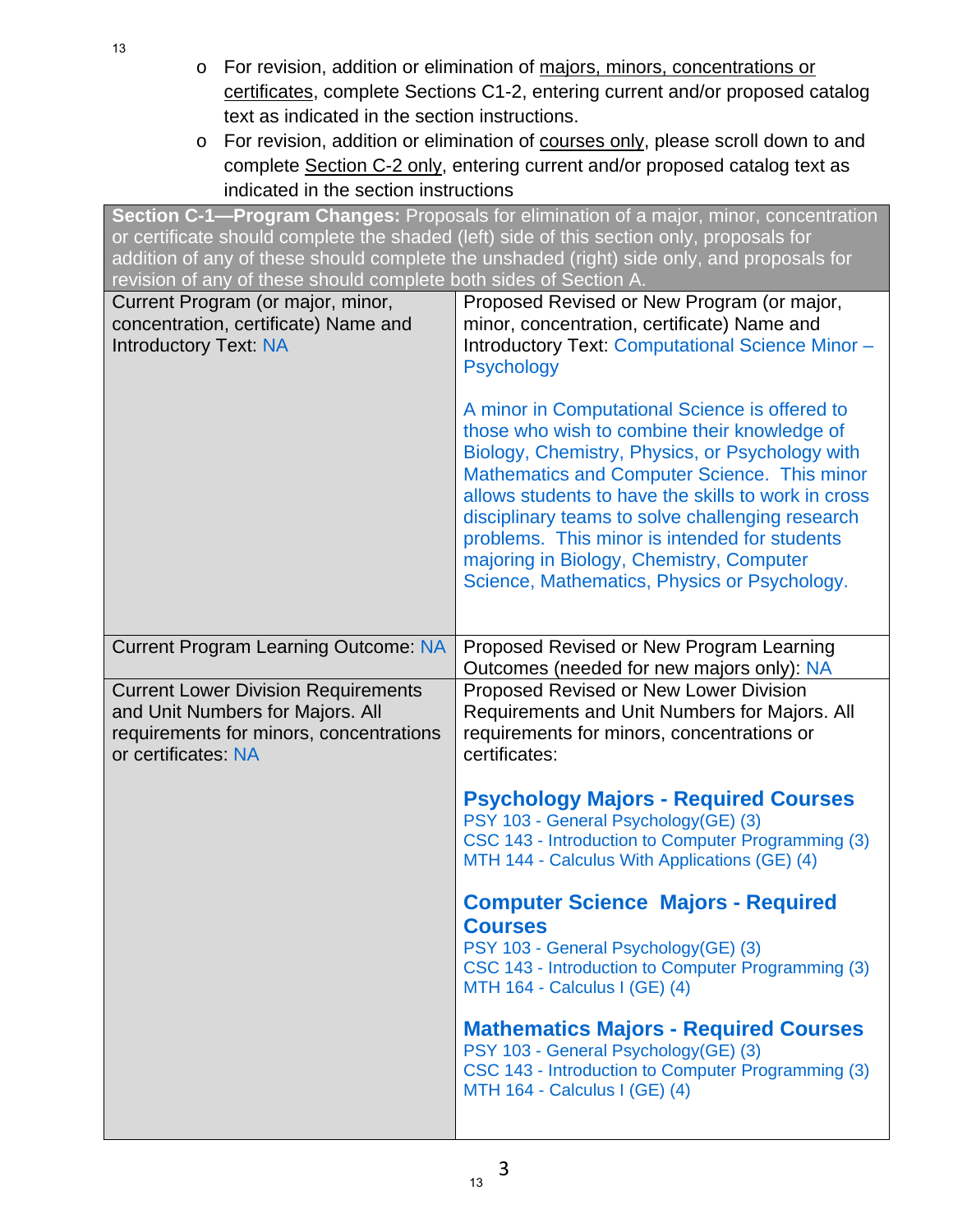- For revision, addition or elimination of majors, minors, concentrations or certificates, complete Sections C1-2, entering current and/or proposed catalog text as indicated in the section instructions.
- For revision, addition or elimination of courses only, please scroll down to and complete Section C-2 only, entering current and/or proposed catalog text as indicated in the section instructions

| **Section C-1—Program Changes:** Proposals for elimination of a major, minor, concentration or certificate should complete the shaded (left) side of this section only, proposals for addition of any of these should complete the unshaded (right) side only, and proposals for revision of any of these should complete both sides of Section A. | |
|---|---|
| Current Program (or major, minor, concentration, certificate) Name and Introductory Text: NA | Proposed Revised or New Program (or major, minor, concentration, certificate) Name and Introductory Text: Computational Science Minor – Psychology<br><br>A minor in Computational Science is offered to those who wish to combine their knowledge of Biology, Chemistry, Physics, or Psychology with Mathematics and Computer Science. This minor allows students to have the skills to work in cross disciplinary teams to solve challenging research problems. This minor is intended for students majoring in Biology, Chemistry, Computer Science, Mathematics, Physics or Psychology. |
| Current Program Learning Outcome: NA | Proposed Revised or New Program Learning Outcomes (needed for new majors only): NA |
| Current Lower Division Requirements and Unit Numbers for Majors. All requirements for minors, concentrations or certificates: NA | Proposed Revised or New Lower Division Requirements and Unit Numbers for Majors. All requirements for minors, concentrations or certificates:<br><br>**Psychology Majors - Required Courses**<br>PSY 103 - General Psychology(GE) (3)<br>CSC 143 - Introduction to Computer Programming (3)<br>MTH 144 - Calculus With Applications (GE) (4)<br><br>**Computer Science Majors - Required Courses**<br>PSY 103 - General Psychology(GE) (3)<br>CSC 143 - Introduction to Computer Programming (3)<br>MTH 164 - Calculus I (GE) (4)<br><br>**Mathematics Majors - Required Courses**<br>PSY 103 - General Psychology(GE) (3)<br>CSC 143 - Introduction to Computer Programming (3)<br>MTH 164 - Calculus I (GE) (4) |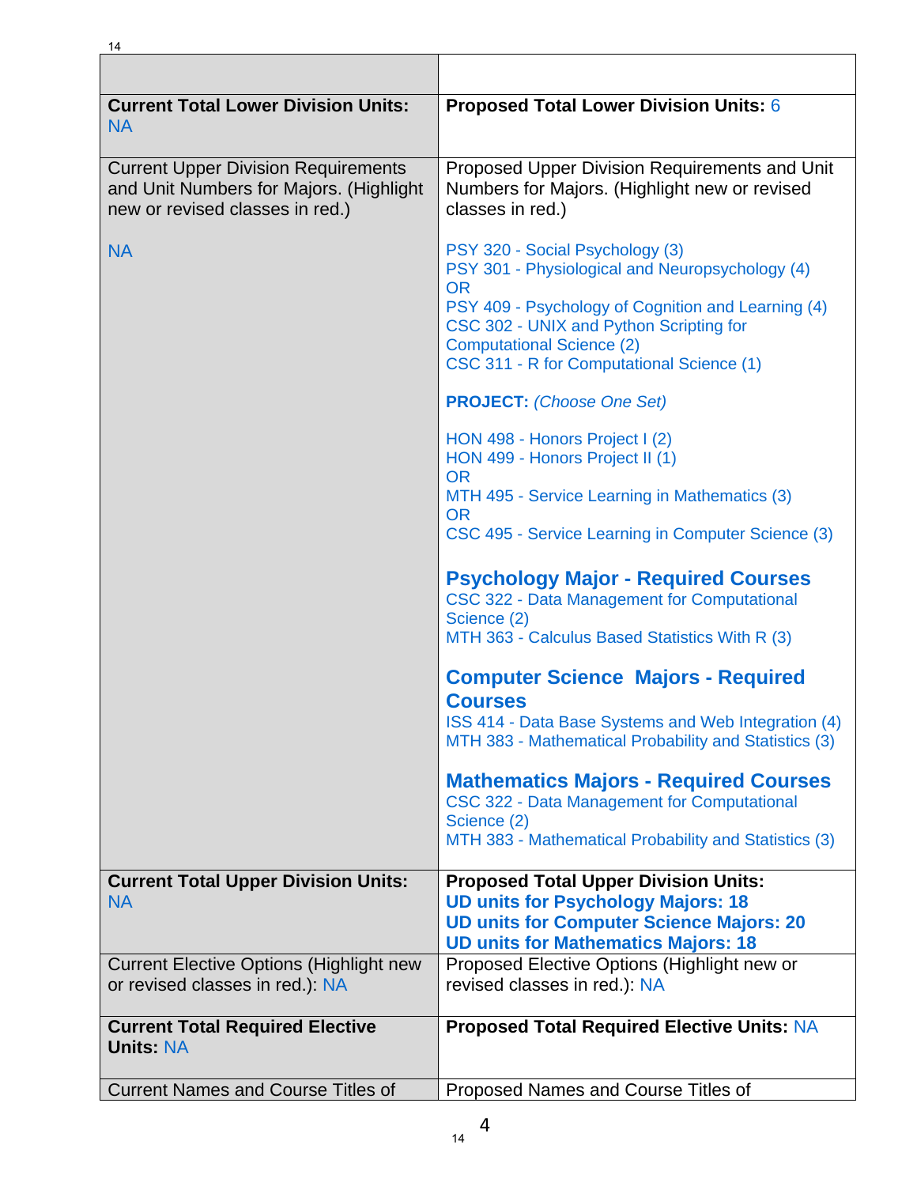| | |
|---|---|
| **Current Total Lower Division Units:** NA | **Proposed Total Lower Division Units:** 6 |
| Current Upper Division Requirements and Unit Numbers for Majors. (Highlight new or revised classes in red.)<br><br>NA | Proposed Upper Division Requirements and Unit Numbers for Majors. (Highlight new or revised classes in red.)<br><br>PSY 320 - Social Psychology (3)<br>PSY 301 - Physiological and Neuropsychology (4)<br>OR<br>PSY 409 - Psychology of Cognition and Learning (4)<br>CSC 302 - UNIX and Python Scripting for Computational Science (2)<br>CSC 311 - R for Computational Science (1)<br><br>**PROJECT:** *(Choose One Set)*<br><br>HON 498 - Honors Project I (2)<br>HON 499 - Honors Project II (1)<br>OR<br>MTH 495 - Service Learning in Mathematics (3)<br>OR<br>CSC 495 - Service Learning in Computer Science (3)<br><br>**Psychology Major - Required Courses**<br>CSC 322 - Data Management for Computational Science (2)<br>MTH 363 - Calculus Based Statistics With R (3)<br><br>**Computer Science Majors - Required Courses**<br>ISS 414 - Data Base Systems and Web Integration (4)<br>MTH 383 - Mathematical Probability and Statistics (3)<br><br>**Mathematics Majors - Required Courses**<br>CSC 322 - Data Management for Computational Science (2)<br>MTH 383 - Mathematical Probability and Statistics (3) |
| **Current Total Upper Division Units:** NA | **Proposed Total Upper Division Units:**<br>**UD units for Psychology Majors: 18**<br>**UD units for Computer Science Majors: 20**<br>**UD units for Mathematics Majors: 18** |
| Current Elective Options (Highlight new or revised classes in red.): NA | Proposed Elective Options (Highlight new or revised classes in red.): NA |
| **Current Total Required Elective Units:** NA | **Proposed Total Required Elective Units:** NA |
| Current Names and Course Titles of | Proposed Names and Course Titles of |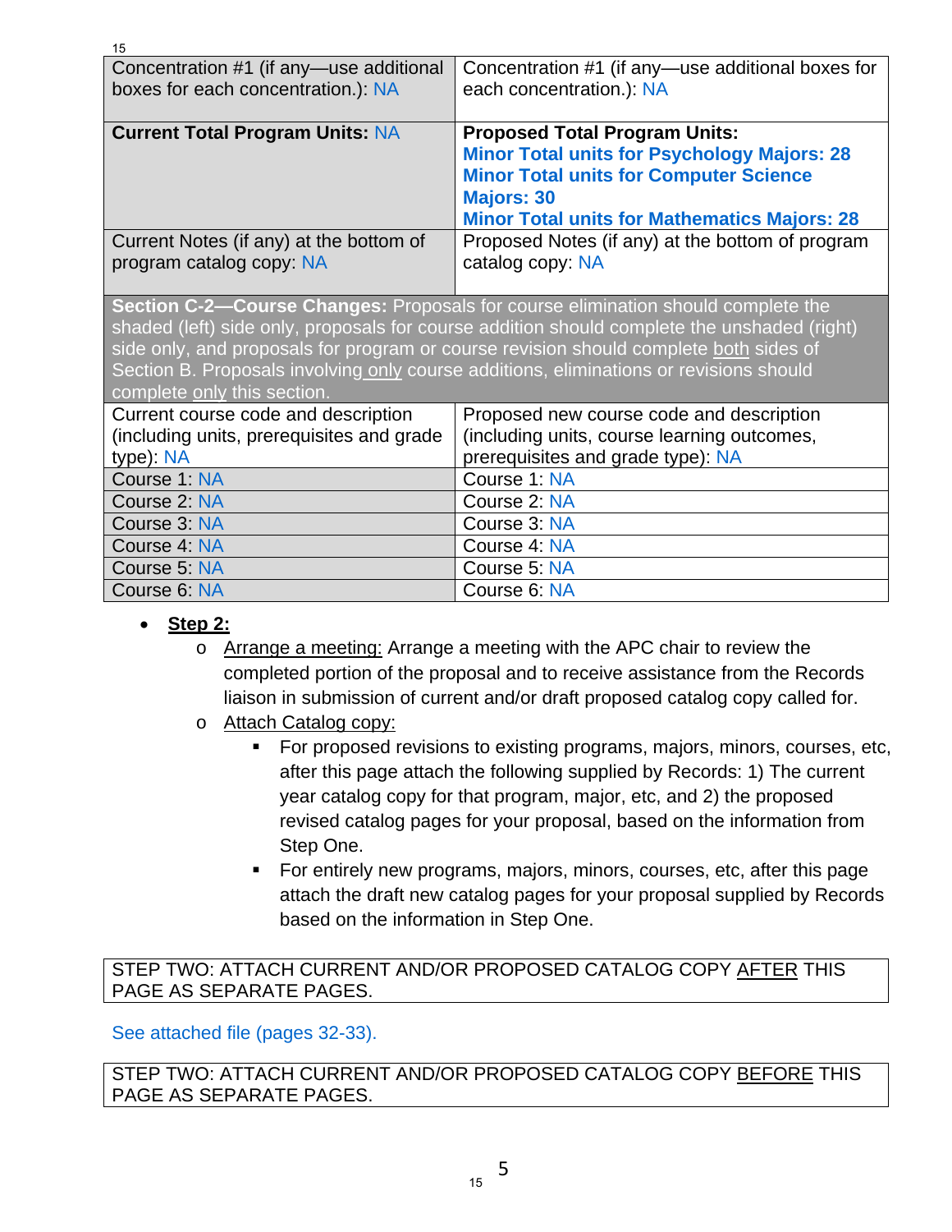| Concentration #1 (if any—use additional boxes for each concentration.): NA | Concentration #1 (if any—use additional boxes for each concentration.): NA |
|---|---|
| **Current Total Program Units:** NA | **Proposed Total Program Units:** **Minor Total units for Psychology Majors: 28** **Minor Total units for Computer Science Majors: 30** **Minor Total units for Mathematics Majors: 28** |
| Current Notes (if any) at the bottom of program catalog copy: NA | Proposed Notes (if any) at the bottom of program catalog copy: NA |

| **Section C-2—Course Changes:** Proposals for course elimination should complete the shaded (left) side only, proposals for course addition should complete the unshaded (right) side only, and proposals for program or course revision should complete both sides of Section B. Proposals involving only course additions, eliminations or revisions should complete only this section. | |
|---|---|
| Current course code and description (including units, prerequisites and grade type): NA | Proposed new course code and description (including units, course learning outcomes, prerequisites and grade type): NA |
| Course 1: NA | Course 1: NA |
| Course 2: NA | Course 2: NA |
| Course 3: NA | Course 3: NA |
| Course 4: NA | Course 4: NA |
| Course 5: NA | Course 5: NA |
| Course 6: NA | Course 6: NA |

- **Step 2:**
  - Arrange a meeting: Arrange a meeting with the APC chair to review the completed portion of the proposal and to receive assistance from the Records liaison in submission of current and/or draft proposed catalog copy called for.
  - Attach Catalog copy:
    - For proposed revisions to existing programs, majors, minors, courses, etc, after this page attach the following supplied by Records: 1) The current year catalog copy for that program, major, etc, and 2) the proposed revised catalog pages for your proposal, based on the information from Step One.
    - For entirely new programs, majors, minors, courses, etc, after this page attach the draft new catalog pages for your proposal supplied by Records based on the information in Step One.

| STEP TWO: ATTACH CURRENT AND/OR PROPOSED CATALOG COPY AFTER THIS PAGE AS SEPARATE PAGES. |
|---|

See attached file (pages 32-33).

| STEP TWO: ATTACH CURRENT AND/OR PROPOSED CATALOG COPY BEFORE THIS PAGE AS SEPARATE PAGES. |
|---|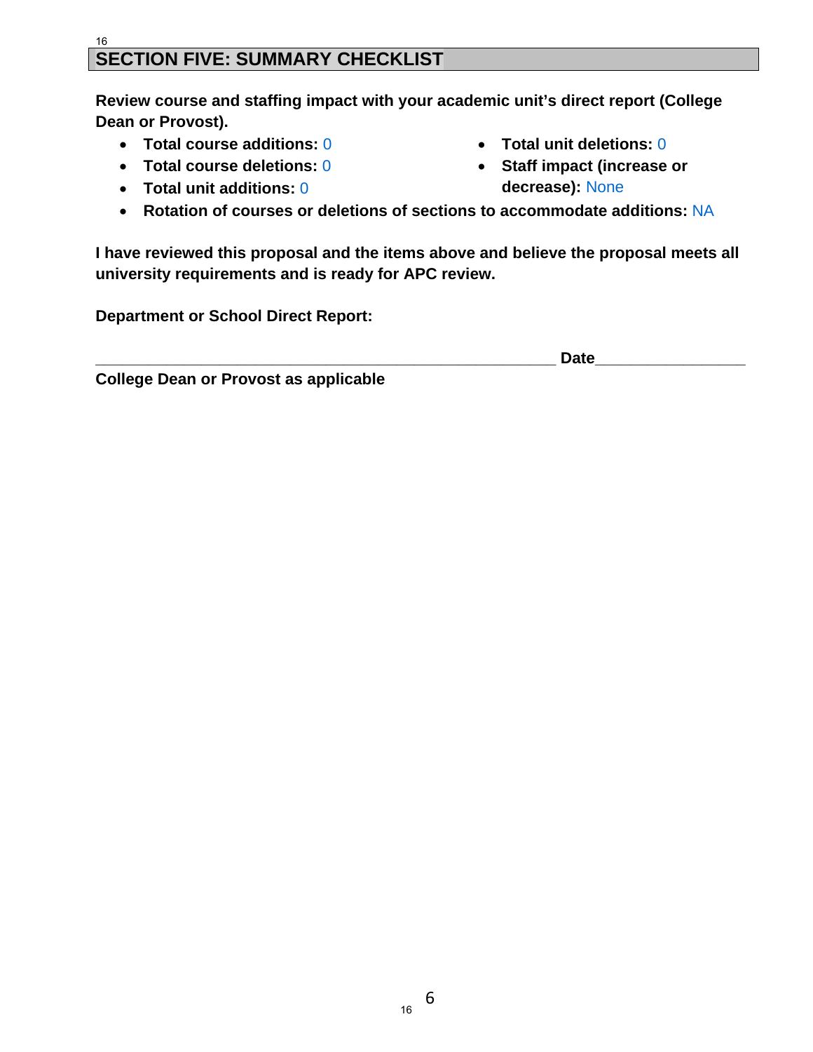## SECTION FIVE: SUMMARY CHECKLIST

**Review course and staffing impact with your academic unit's direct report (College Dean or Provost).**

- **Total course additions:** 0
- **Total course deletions:** 0
- **Total unit additions:** 0
- **Total unit deletions:** 0
- **Staff impact (increase or decrease):** None
- **Rotation of courses or deletions of sections to accommodate additions:** NA

**I have reviewed this proposal and the items above and believe the proposal meets all university requirements and is ready for APC review.**

**Department or School Direct Report:**

_______________________________________________________ **Date**__________________
**College Dean or Provost as applicable**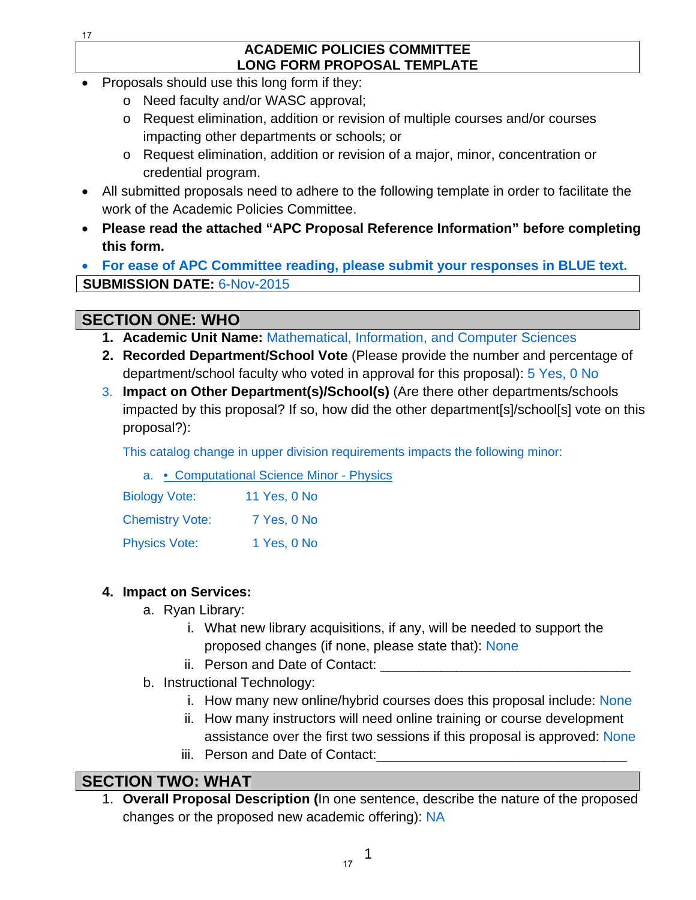**ACADEMIC POLICIES COMMITTEE**
**LONG FORM PROPOSAL TEMPLATE**

- Proposals should use this long form if they:
  - Need faculty and/or WASC approval;
  - Request elimination, addition or revision of multiple courses and/or courses impacting other departments or schools; or
  - Request elimination, addition or revision of a major, minor, concentration or credential program.
- All submitted proposals need to adhere to the following template in order to facilitate the work of the Academic Policies Committee.
- **Please read the attached "APC Proposal Reference Information" before completing this form.**
- **For ease of APC Committee reading, please submit your responses in BLUE text.**

**SUBMISSION DATE:** 6-Nov-2015

## SECTION ONE: WHO

1. **Academic Unit Name:** Mathematical, Information, and Computer Sciences
2. **Recorded Department/School Vote** (Please provide the number and percentage of department/school faculty who voted in approval for this proposal): 5 Yes, 0 No
3. **Impact on Other Department(s)/School(s)** (Are there other departments/schools impacted by this proposal? If so, how did the other department[s]/school[s] vote on this proposal?):

   This catalog change in upper division requirements impacts the following minor:

   a. • Computational Science Minor - Physics

   | | |
   |---|---|
   | Biology Vote: | 11 Yes, 0 No |
   | Chemistry Vote: | 7 Yes, 0 No |
   | Physics Vote: | 1 Yes, 0 No |

4. **Impact on Services:**
   a. Ryan Library:
      i. What new library acquisitions, if any, will be needed to support the proposed changes (if none, please state that): None
      ii. Person and Date of Contact: ________________________________
   b. Instructional Technology:
      i. How many new online/hybrid courses does this proposal include: None
      ii. How many instructors will need online training or course development assistance over the first two sessions if this proposal is approved: None
      iii. Person and Date of Contact:________________________________

## SECTION TWO: WHAT

1. **Overall Proposal Description (**In one sentence, describe the nature of the proposed changes or the proposed new academic offering): NA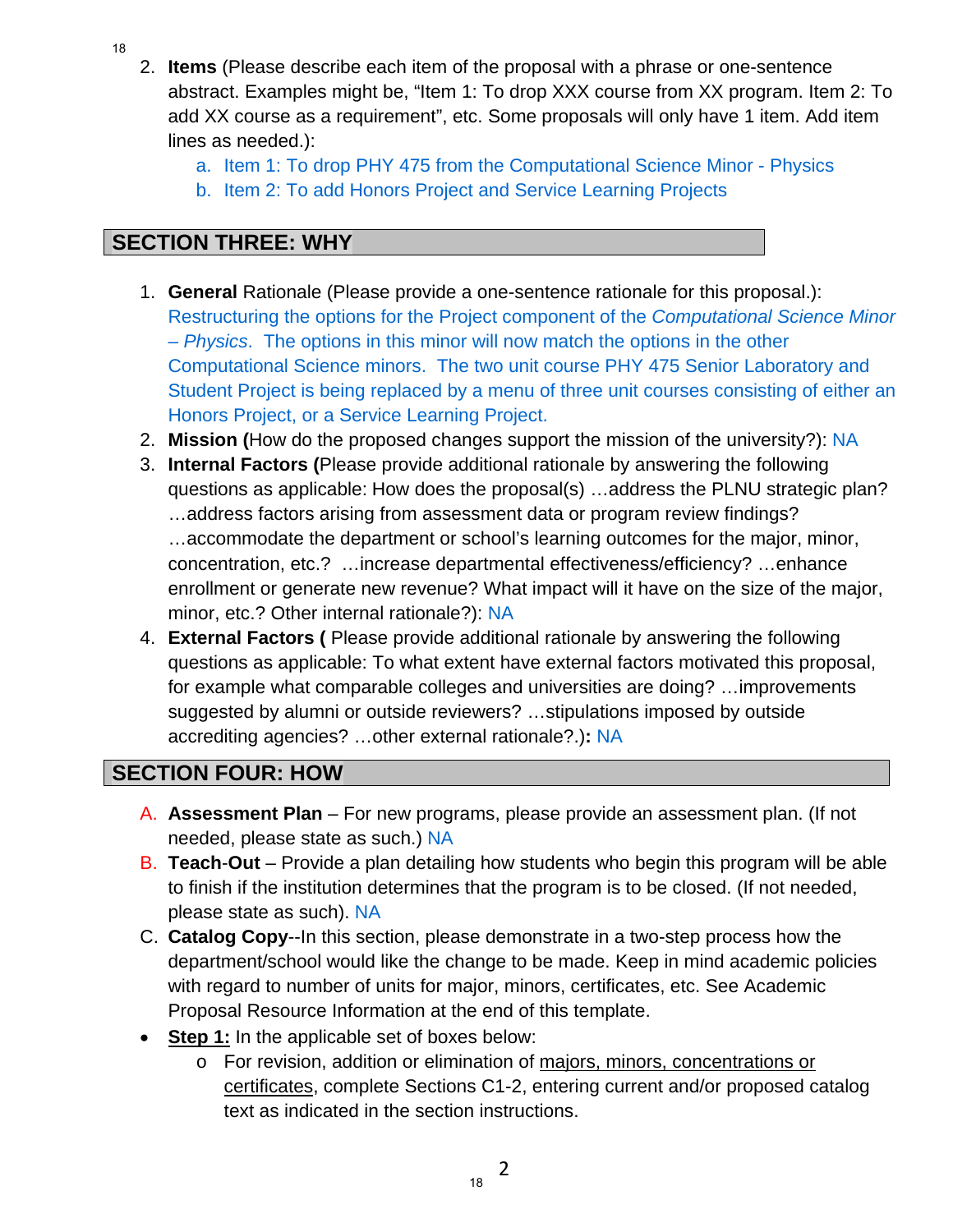2. **Items** (Please describe each item of the proposal with a phrase or one-sentence abstract. Examples might be, "Item 1: To drop XXX course from XX program. Item 2: To add XX course as a requirement", etc. Some proposals will only have 1 item. Add item lines as needed.):
   a. Item 1: To drop PHY 475 from the Computational Science Minor - Physics
   b. Item 2: To add Honors Project and Service Learning Projects

## SECTION THREE: WHY

1. **General** Rationale (Please provide a one-sentence rationale for this proposal.): Restructuring the options for the Project component of the *Computational Science Minor – Physics*. The options in this minor will now match the options in the other Computational Science minors. The two unit course PHY 475 Senior Laboratory and Student Project is being replaced by a menu of three unit courses consisting of either an Honors Project, or a Service Learning Project.
2. **Mission (**How do the proposed changes support the mission of the university?): NA
3. **Internal Factors (**Please provide additional rationale by answering the following questions as applicable: How does the proposal(s) …address the PLNU strategic plan? …address factors arising from assessment data or program review findings? …accommodate the department or school's learning outcomes for the major, minor, concentration, etc.? …increase departmental effectiveness/efficiency? …enhance enrollment or generate new revenue? What impact will it have on the size of the major, minor, etc.? Other internal rationale?): NA
4. **External Factors (** Please provide additional rationale by answering the following questions as applicable: To what extent have external factors motivated this proposal, for example what comparable colleges and universities are doing? …improvements suggested by alumni or outside reviewers? …stipulations imposed by outside accrediting agencies? …other external rationale?.)**:** NA

## SECTION FOUR: HOW

A. **Assessment Plan** – For new programs, please provide an assessment plan. (If not needed, please state as such.) NA

B. **Teach-Out** – Provide a plan detailing how students who begin this program will be able to finish if the institution determines that the program is to be closed. (If not needed, please state as such). NA

C. **Catalog Copy**--In this section, please demonstrate in a two-step process how the department/school would like the change to be made. Keep in mind academic policies with regard to number of units for major, minors, certificates, etc. See Academic Proposal Resource Information at the end of this template.

- **Step 1:** In the applicable set of boxes below:
  - For revision, addition or elimination of majors, minors, concentrations or certificates, complete Sections C1-2, entering current and/or proposed catalog text as indicated in the section instructions.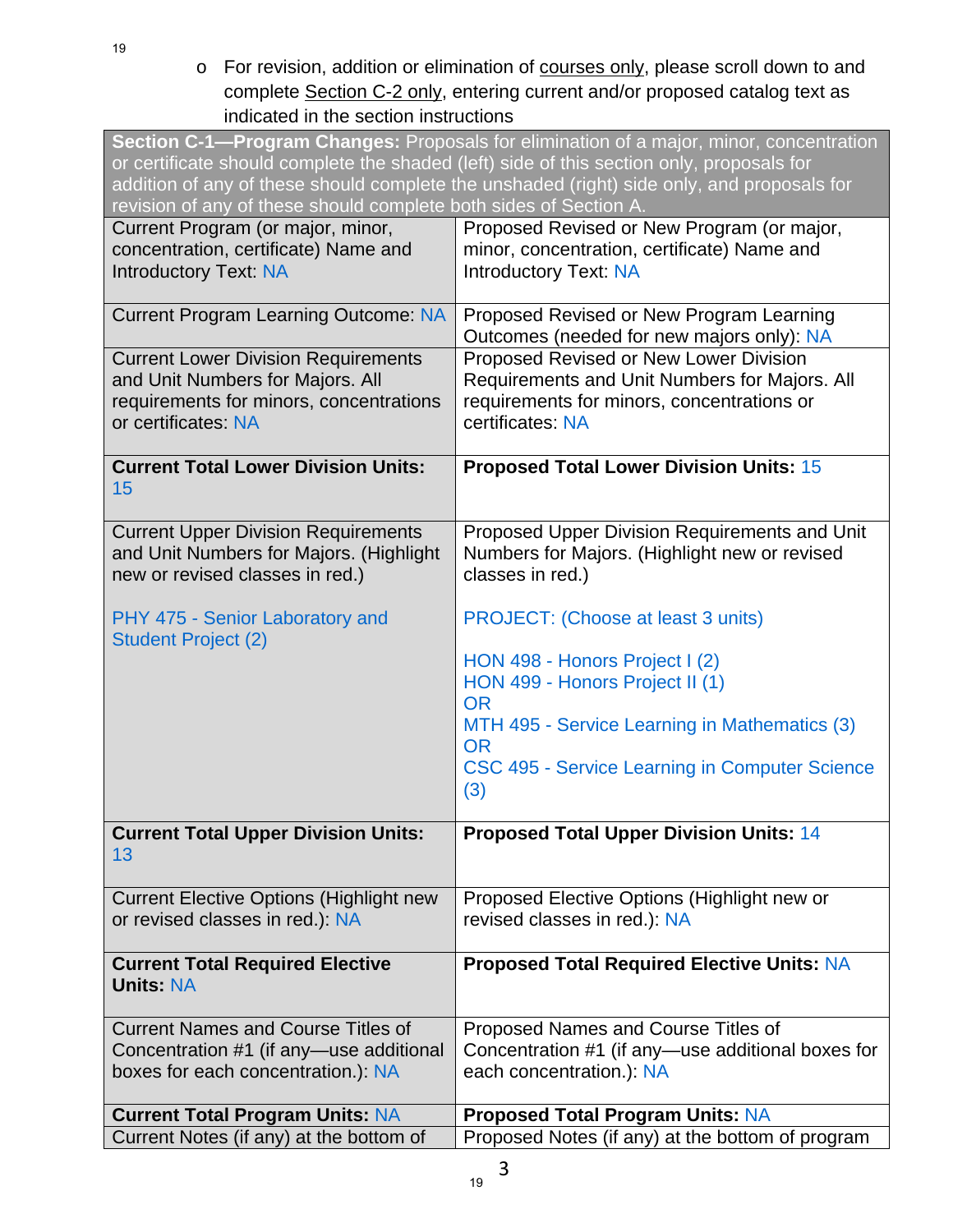- For revision, addition or elimination of courses only, please scroll down to and complete Section C-2 only, entering current and/or proposed catalog text as indicated in the section instructions

| **Section C-1—Program Changes:** Proposals for elimination of a major, minor, concentration or certificate should complete the shaded (left) side of this section only, proposals for addition of any of these should complete the unshaded (right) side only, and proposals for revision of any of these should complete both sides of Section A. | |
|---|---|
| Current Program (or major, minor, concentration, certificate) Name and Introductory Text: NA | Proposed Revised or New Program (or major, minor, concentration, certificate) Name and Introductory Text: NA |
| Current Program Learning Outcome: NA | Proposed Revised or New Program Learning Outcomes (needed for new majors only): NA |
| Current Lower Division Requirements and Unit Numbers for Majors. All requirements for minors, concentrations or certificates: NA | Proposed Revised or New Lower Division Requirements and Unit Numbers for Majors. All requirements for minors, concentrations or certificates: NA |
| **Current Total Lower Division Units:** 15 | **Proposed Total Lower Division Units:** 15 |
| Current Upper Division Requirements and Unit Numbers for Majors. (Highlight new or revised classes in red.)<br><br>PHY 475 - Senior Laboratory and Student Project (2) | Proposed Upper Division Requirements and Unit Numbers for Majors. (Highlight new or revised classes in red.)<br><br>PROJECT: (Choose at least 3 units)<br><br>HON 498 - Honors Project I (2)<br>HON 499 - Honors Project II (1)<br>OR<br>MTH 495 - Service Learning in Mathematics (3)<br>OR<br>CSC 495 - Service Learning in Computer Science (3) |
| **Current Total Upper Division Units:** 13 | **Proposed Total Upper Division Units:** 14 |
| Current Elective Options (Highlight new or revised classes in red.): NA | Proposed Elective Options (Highlight new or revised classes in red.): NA |
| **Current Total Required Elective Units:** NA | **Proposed Total Required Elective Units:** NA |
| Current Names and Course Titles of Concentration #1 (if any—use additional boxes for each concentration.): NA | Proposed Names and Course Titles of Concentration #1 (if any—use additional boxes for each concentration.): NA |
| **Current Total Program Units:** NA | **Proposed Total Program Units:** NA |
| Current Notes (if any) at the bottom of | Proposed Notes (if any) at the bottom of program |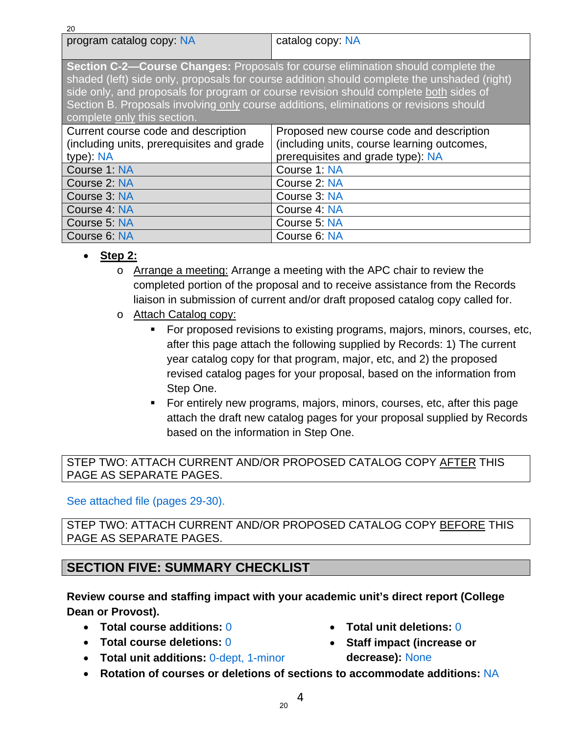| program catalog copy: NA | catalog copy: NA |
|---|---|

**Section C-2—Course Changes:** Proposals for course elimination should complete the shaded (left) side only, proposals for course addition should complete the unshaded (right) side only, and proposals for program or course revision should complete both sides of Section B. Proposals involving only course additions, eliminations or revisions should complete only this section.

| Current course code and description (including units, prerequisites and grade type): NA | Proposed new course code and description (including units, course learning outcomes, prerequisites and grade type): NA |
|---|---|
| Course 1: NA | Course 1: NA |
| Course 2: NA | Course 2: NA |
| Course 3: NA | Course 3: NA |
| Course 4: NA | Course 4: NA |
| Course 5: NA | Course 5: NA |
| Course 6: NA | Course 6: NA |

- **Step 2:**
  - Arrange a meeting: Arrange a meeting with the APC chair to review the completed portion of the proposal and to receive assistance from the Records liaison in submission of current and/or draft proposed catalog copy called for.
  - Attach Catalog copy:
    - For proposed revisions to existing programs, majors, minors, courses, etc, after this page attach the following supplied by Records: 1) The current year catalog copy for that program, major, etc, and 2) the proposed revised catalog pages for your proposal, based on the information from Step One.
    - For entirely new programs, majors, minors, courses, etc, after this page attach the draft new catalog pages for your proposal supplied by Records based on the information in Step One.

STEP TWO: ATTACH CURRENT AND/OR PROPOSED CATALOG COPY AFTER THIS PAGE AS SEPARATE PAGES.

See attached file (pages 29-30).

STEP TWO: ATTACH CURRENT AND/OR PROPOSED CATALOG COPY BEFORE THIS PAGE AS SEPARATE PAGES.

## SECTION FIVE: SUMMARY CHECKLIST

**Review course and staffing impact with your academic unit's direct report (College Dean or Provost).**

- **Total course additions:** 0
- **Total course deletions:** 0
- **Total unit additions:** 0-dept, 1-minor
- **Total unit deletions:** 0
- **Staff impact (increase or decrease):** None
- **Rotation of courses or deletions of sections to accommodate additions:** NA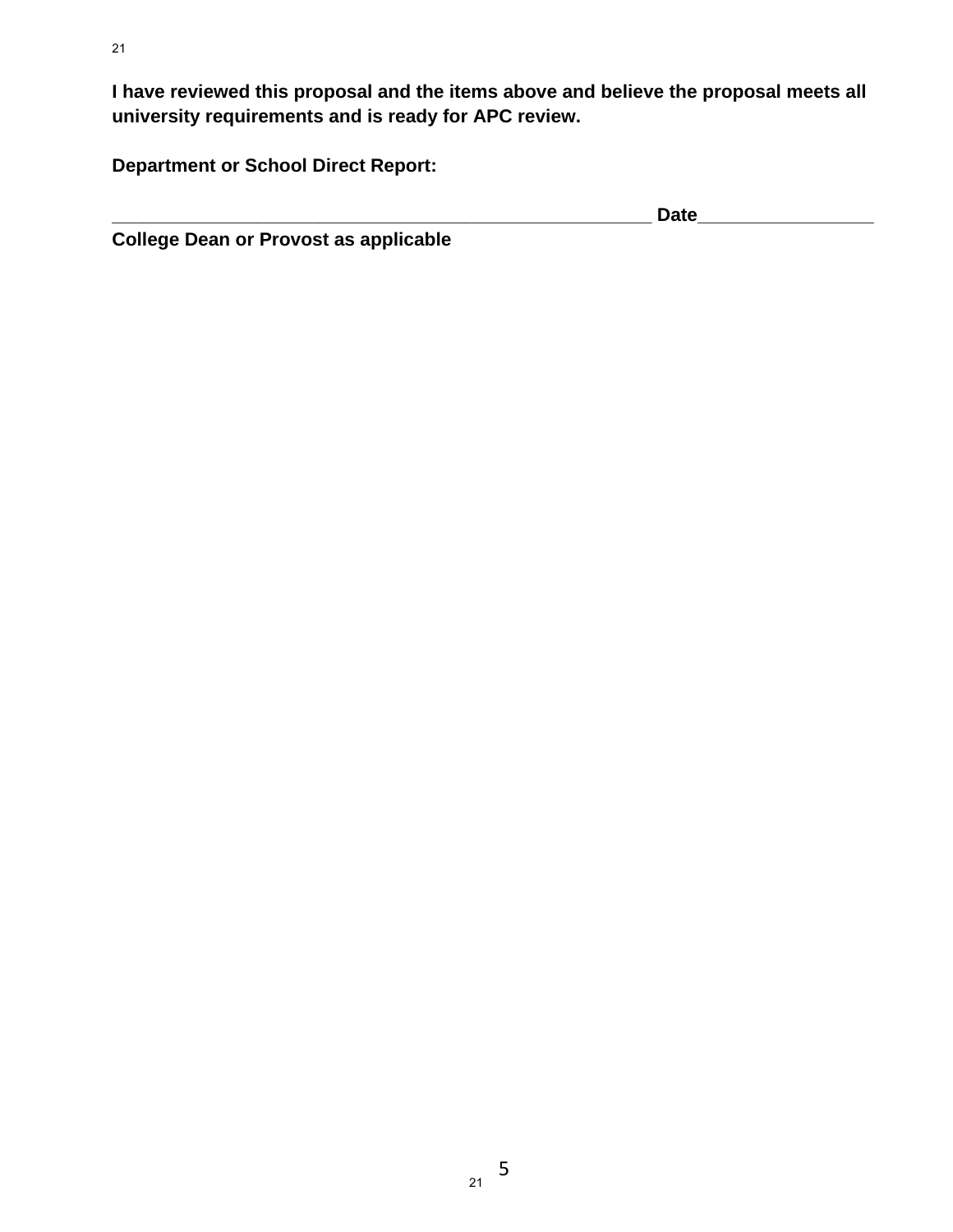**I have reviewed this proposal and the items above and believe the proposal meets all university requirements and is ready for APC review.**

**Department or School Direct Report:**

**________________________________________________________ Date_________________**
**College Dean or Provost as applicable**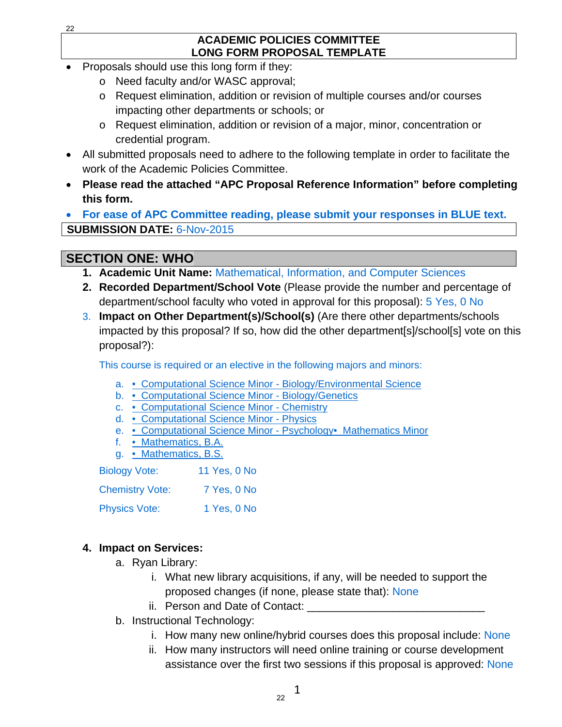## ACADEMIC POLICIES COMMITTEE
## LONG FORM PROPOSAL TEMPLATE

- Proposals should use this long form if they:
  - Need faculty and/or WASC approval;
  - Request elimination, addition or revision of multiple courses and/or courses impacting other departments or schools; or
  - Request elimination, addition or revision of a major, minor, concentration or credential program.
- All submitted proposals need to adhere to the following template in order to facilitate the work of the Academic Policies Committee.
- **Please read the attached "APC Proposal Reference Information" before completing this form.**
- **For ease of APC Committee reading, please submit your responses in BLUE text.**

**SUBMISSION DATE:** 6-Nov-2015

## SECTION ONE: WHO

1. **Academic Unit Name:** Mathematical, Information, and Computer Sciences
2. **Recorded Department/School Vote** (Please provide the number and percentage of department/school faculty who voted in approval for this proposal): 5 Yes, 0 No
3. **Impact on Other Department(s)/School(s)** (Are there other departments/schools impacted by this proposal? If so, how did the other department[s]/school[s] vote on this proposal?):

   This course is required or an elective in the following majors and minors:

   a. • Computational Science Minor - Biology/Environmental Science
   b. • Computational Science Minor - Biology/Genetics
   c. • Computational Science Minor - Chemistry
   d. • Computational Science Minor - Physics
   e. • Computational Science Minor - Psychology• Mathematics Minor
   f. • Mathematics, B.A.
   g. • Mathematics, B.S.

   Biology Vote: 11 Yes, 0 No

   Chemistry Vote: 7 Yes, 0 No

   Physics Vote: 1 Yes, 0 No

4. **Impact on Services:**
   a. Ryan Library:
      i. What new library acquisitions, if any, will be needed to support the proposed changes (if none, please state that): None
      ii. Person and Date of Contact: _____________________________
   b. Instructional Technology:
      i. How many new online/hybrid courses does this proposal include: None
      ii. How many instructors will need online training or course development assistance over the first two sessions if this proposal is approved: None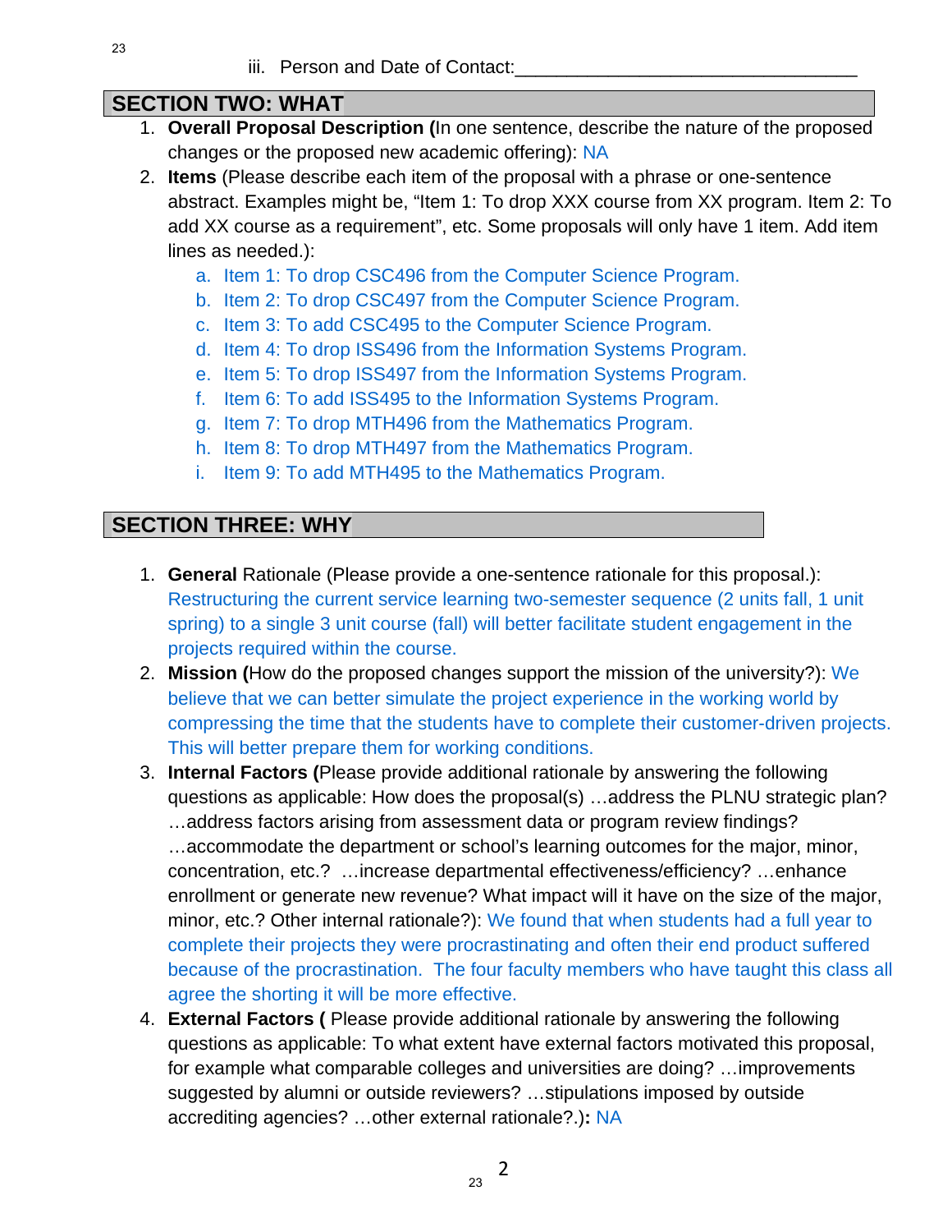iii. Person and Date of Contact:_________________________________

## SECTION TWO: WHAT

1. **Overall Proposal Description (**In one sentence, describe the nature of the proposed changes or the proposed new academic offering): NA
2. **Items** (Please describe each item of the proposal with a phrase or one-sentence abstract. Examples might be, "Item 1: To drop XXX course from XX program. Item 2: To add XX course as a requirement", etc. Some proposals will only have 1 item. Add item lines as needed.):
   a. Item 1: To drop CSC496 from the Computer Science Program.
   b. Item 2: To drop CSC497 from the Computer Science Program.
   c. Item 3: To add CSC495 to the Computer Science Program.
   d. Item 4: To drop ISS496 from the Information Systems Program.
   e. Item 5: To drop ISS497 from the Information Systems Program.
   f. Item 6: To add ISS495 to the Information Systems Program.
   g. Item 7: To drop MTH496 from the Mathematics Program.
   h. Item 8: To drop MTH497 from the Mathematics Program.
   i. Item 9: To add MTH495 to the Mathematics Program.

## SECTION THREE: WHY

1. **General** Rationale (Please provide a one-sentence rationale for this proposal.): Restructuring the current service learning two-semester sequence (2 units fall, 1 unit spring) to a single 3 unit course (fall) will better facilitate student engagement in the projects required within the course.
2. **Mission (**How do the proposed changes support the mission of the university?): We believe that we can better simulate the project experience in the working world by compressing the time that the students have to complete their customer-driven projects. This will better prepare them for working conditions.
3. **Internal Factors (**Please provide additional rationale by answering the following questions as applicable: How does the proposal(s) …address the PLNU strategic plan? …address factors arising from assessment data or program review findings? …accommodate the department or school's learning outcomes for the major, minor, concentration, etc.? …increase departmental effectiveness/efficiency? …enhance enrollment or generate new revenue? What impact will it have on the size of the major, minor, etc.? Other internal rationale?): We found that when students had a full year to complete their projects they were procrastinating and often their end product suffered because of the procrastination. The four faculty members who have taught this class all agree the shorting it will be more effective.
4. **External Factors (** Please provide additional rationale by answering the following questions as applicable: To what extent have external factors motivated this proposal, for example what comparable colleges and universities are doing? …improvements suggested by alumni or outside reviewers? …stipulations imposed by outside accrediting agencies? …other external rationale?.)**:** NA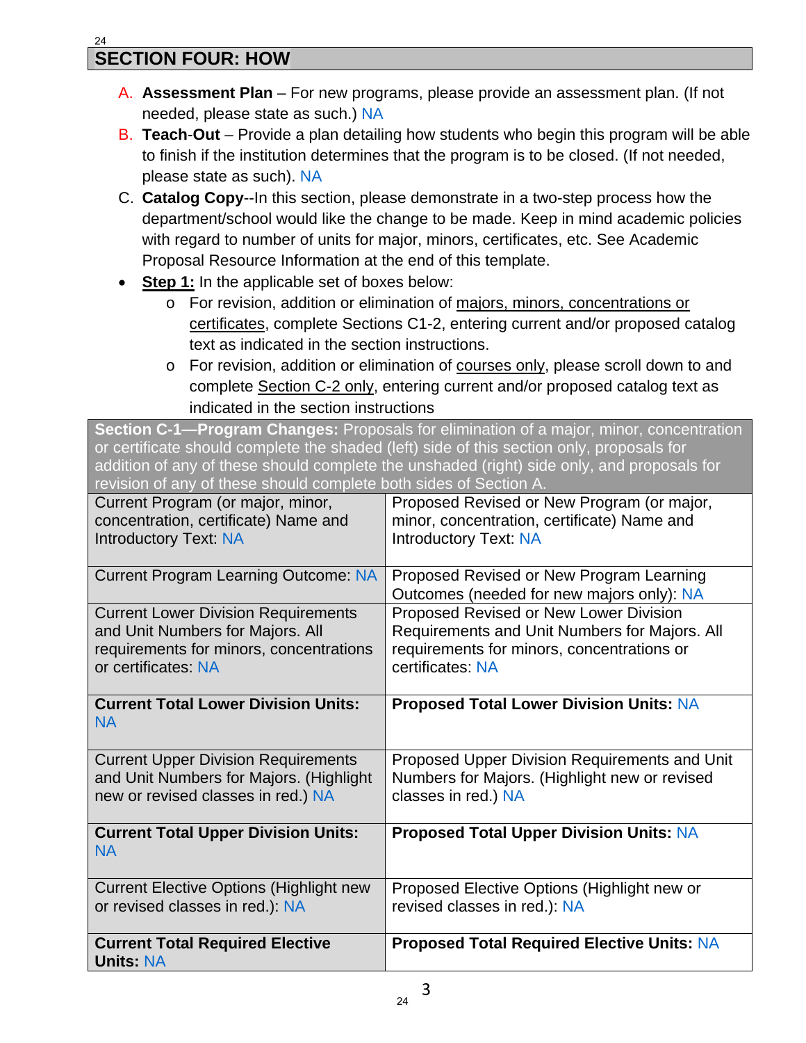## SECTION FOUR: HOW

A. **Assessment Plan** – For new programs, please provide an assessment plan. (If not needed, please state as such.) NA

B. **Teach-Out** – Provide a plan detailing how students who begin this program will be able to finish if the institution determines that the program is to be closed. (If not needed, please state as such). NA

C. **Catalog Copy**--In this section, please demonstrate in a two-step process how the department/school would like the change to be made. Keep in mind academic policies with regard to number of units for major, minors, certificates, etc. See Academic Proposal Resource Information at the end of this template.

- **Step 1:** In the applicable set of boxes below:
    - For revision, addition or elimination of majors, minors, concentrations or certificates, complete Sections C1-2, entering current and/or proposed catalog text as indicated in the section instructions.
    - For revision, addition or elimination of courses only, please scroll down to and complete Section C-2 only, entering current and/or proposed catalog text as indicated in the section instructions

| **Section C-1—Program Changes:** Proposals for elimination of a major, minor, concentration or certificate should complete the shaded (left) side of this section only, proposals for addition of any of these should complete the unshaded (right) side only, and proposals for revision of any of these should complete both sides of Section A. | |
|---|---|
| Current Program (or major, minor, concentration, certificate) Name and Introductory Text: NA | Proposed Revised or New Program (or major, minor, concentration, certificate) Name and Introductory Text: NA |
| Current Program Learning Outcome: NA | Proposed Revised or New Program Learning Outcomes (needed for new majors only): NA |
| Current Lower Division Requirements and Unit Numbers for Majors. All requirements for minors, concentrations or certificates: NA | Proposed Revised or New Lower Division Requirements and Unit Numbers for Majors. All requirements for minors, concentrations or certificates: NA |
| **Current Total Lower Division Units:** NA | **Proposed Total Lower Division Units:** NA |
| Current Upper Division Requirements and Unit Numbers for Majors. (Highlight new or revised classes in red.) NA | Proposed Upper Division Requirements and Unit Numbers for Majors. (Highlight new or revised classes in red.) NA |
| **Current Total Upper Division Units:** NA | **Proposed Total Upper Division Units:** NA |
| Current Elective Options (Highlight new or revised classes in red.): NA | Proposed Elective Options (Highlight new or revised classes in red.): NA |
| **Current Total Required Elective Units:** NA | **Proposed Total Required Elective Units:** NA |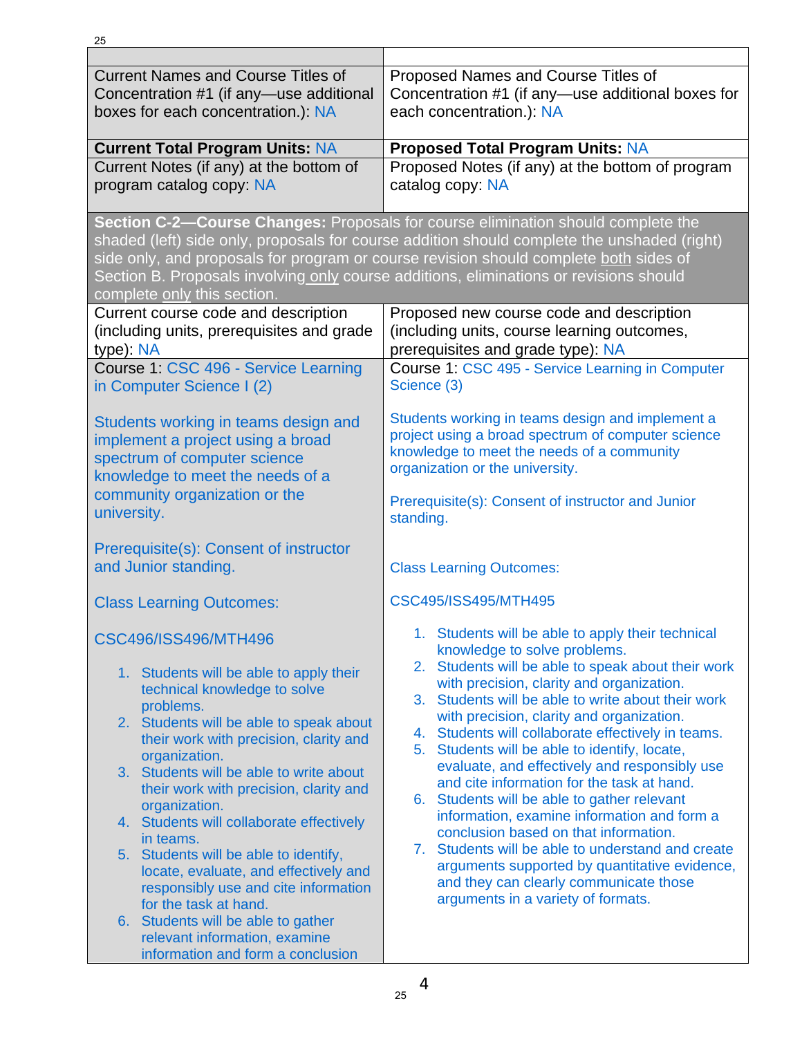| | |
|---|---|
| Current Names and Course Titles of Concentration #1 (if any—use additional boxes for each concentration.): NA | Proposed Names and Course Titles of Concentration #1 (if any—use additional boxes for each concentration.): NA |
| **Current Total Program Units:** NA | **Proposed Total Program Units:** NA |
| Current Notes (if any) at the bottom of program catalog copy: NA | Proposed Notes (if any) at the bottom of program catalog copy: NA |

**Section C-2—Course Changes:** Proposals for course elimination should complete the shaded (left) side only, proposals for course addition should complete the unshaded (right) side only, and proposals for program or course revision should complete both sides of Section B. Proposals involving only course additions, eliminations or revisions should complete only this section.

| Current course code and description (including units, prerequisites and grade type): NA | Proposed new course code and description (including units, course learning outcomes, prerequisites and grade type): NA |
|---|---|
| Course 1: CSC 496 - Service Learning in Computer Science I (2)<br><br>Students working in teams design and implement a project using a broad spectrum of computer science knowledge to meet the needs of a community organization or the university.<br><br>Prerequisite(s): Consent of instructor and Junior standing.<br><br>Class Learning Outcomes:<br><br>CSC496/ISS496/MTH496<br><br>1. Students will be able to apply their technical knowledge to solve problems.<br>2. Students will be able to speak about their work with precision, clarity and organization.<br>3. Students will be able to write about their work with precision, clarity and organization.<br>4. Students will collaborate effectively in teams.<br>5. Students will be able to identify, locate, evaluate, and effectively and responsibly use and cite information for the task at hand.<br>6. Students will be able to gather relevant information, examine information and form a conclusion | Course 1: CSC 495 - Service Learning in Computer Science (3)<br><br>Students working in teams design and implement a project using a broad spectrum of computer science knowledge to meet the needs of a community organization or the university.<br><br>Prerequisite(s): Consent of instructor and Junior standing.<br><br>Class Learning Outcomes:<br><br>CSC495/ISS495/MTH495<br><br>1. Students will be able to apply their technical knowledge to solve problems.<br>2. Students will be able to speak about their work with precision, clarity and organization.<br>3. Students will be able to write about their work with precision, clarity and organization.<br>4. Students will collaborate effectively in teams.<br>5. Students will be able to identify, locate, evaluate, and effectively and responsibly use and cite information for the task at hand.<br>6. Students will be able to gather relevant information, examine information and form a conclusion based on that information.<br>7. Students will be able to understand and create arguments supported by quantitative evidence, and they can clearly communicate those arguments in a variety of formats. |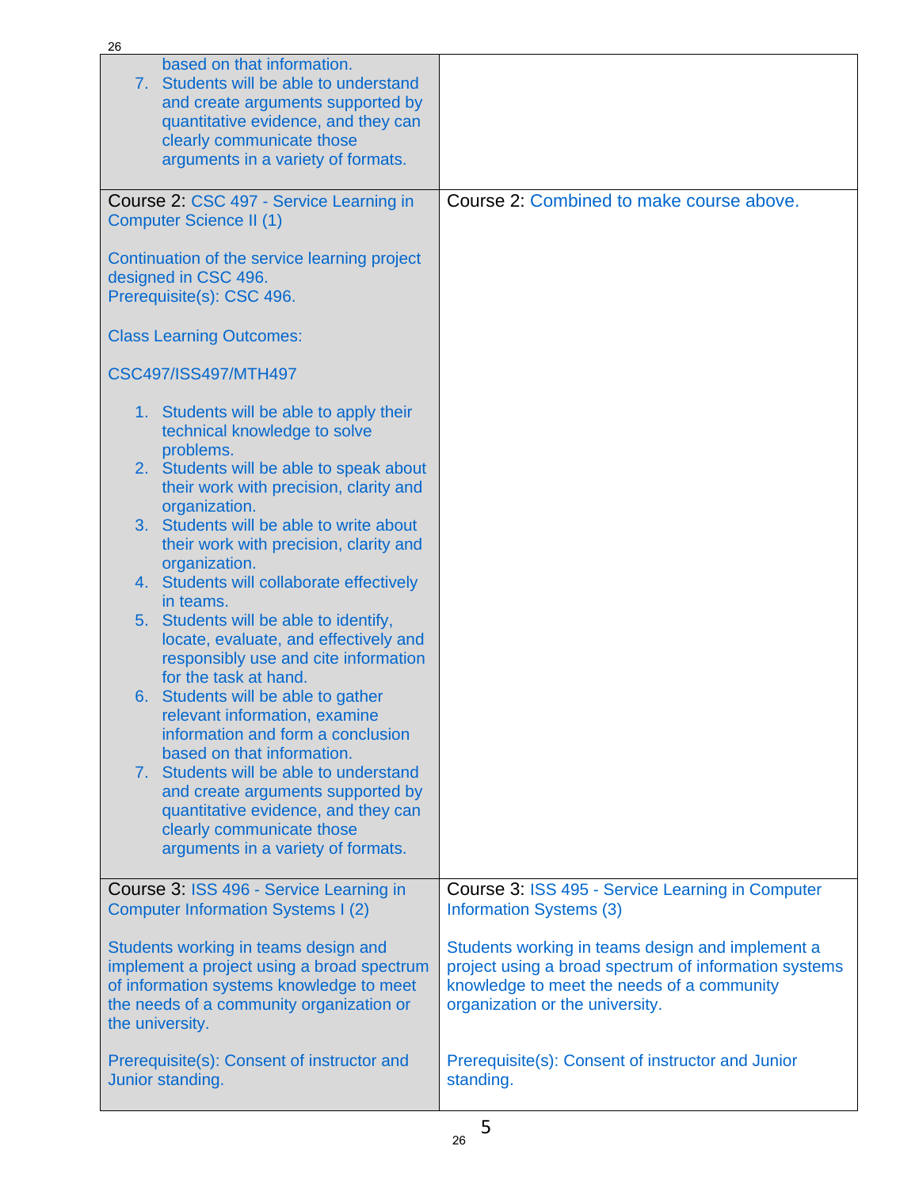| | |
|---|---|
| based on that information.<br>7. Students will be able to understand and create arguments supported by quantitative evidence, and they can clearly communicate those arguments in a variety of formats. | |
| Course 2: CSC 497 - Service Learning in Computer Science II (1)<br><br>Continuation of the service learning project designed in CSC 496.<br>Prerequisite(s): CSC 496.<br><br>Class Learning Outcomes:<br><br>CSC497/ISS497/MTH497<br><br>1. Students will be able to apply their technical knowledge to solve problems.<br>2. Students will be able to speak about their work with precision, clarity and organization.<br>3. Students will be able to write about their work with precision, clarity and organization.<br>4. Students will collaborate effectively in teams.<br>5. Students will be able to identify, locate, evaluate, and effectively and responsibly use and cite information for the task at hand.<br>6. Students will be able to gather relevant information, examine information and form a conclusion based on that information.<br>7. Students will be able to understand and create arguments supported by quantitative evidence, and they can clearly communicate those arguments in a variety of formats. | Course 2: Combined to make course above. |
| Course 3: ISS 496 - Service Learning in Computer Information Systems I (2)<br><br>Students working in teams design and implement a project using a broad spectrum of information systems knowledge to meet the needs of a community organization or the university.<br><br>Prerequisite(s): Consent of instructor and Junior standing. | Course 3: ISS 495 - Service Learning in Computer Information Systems (3)<br><br>Students working in teams design and implement a project using a broad spectrum of information systems knowledge to meet the needs of a community organization or the university.<br><br>Prerequisite(s): Consent of instructor and Junior standing. |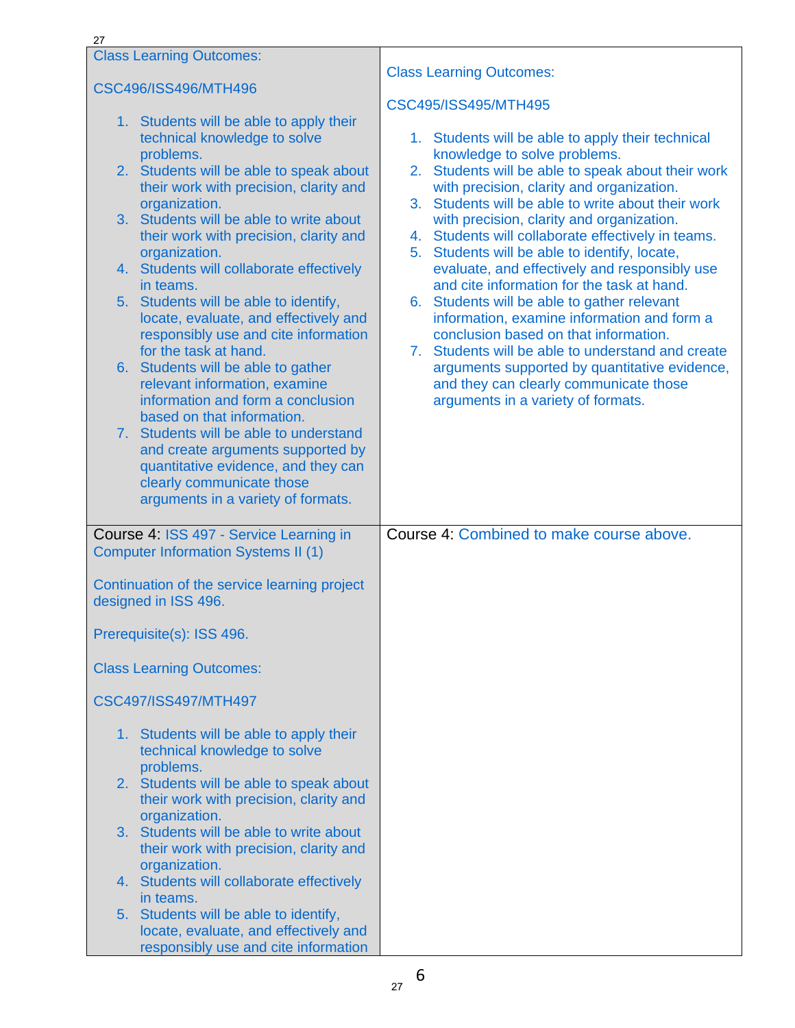| Class Learning Outcomes:<br><br>CSC496/ISS496/MTH496<br><br>1. Students will be able to apply their technical knowledge to solve problems.<br>2. Students will be able to speak about their work with precision, clarity and organization.<br>3. Students will be able to write about their work with precision, clarity and organization.<br>4. Students will collaborate effectively in teams.<br>5. Students will be able to identify, locate, evaluate, and effectively and responsibly use and cite information for the task at hand.<br>6. Students will be able to gather relevant information, examine information and form a conclusion based on that information.<br>7. Students will be able to understand and create arguments supported by quantitative evidence, and they can clearly communicate those arguments in a variety of formats. | Class Learning Outcomes:<br><br>CSC495/ISS495/MTH495<br><br>1. Students will be able to apply their technical knowledge to solve problems.<br>2. Students will be able to speak about their work with precision, clarity and organization.<br>3. Students will be able to write about their work with precision, clarity and organization.<br>4. Students will collaborate effectively in teams.<br>5. Students will be able to identify, locate, evaluate, and effectively and responsibly use and cite information for the task at hand.<br>6. Students will be able to gather relevant information, examine information and form a conclusion based on that information.<br>7. Students will be able to understand and create arguments supported by quantitative evidence, and they can clearly communicate those arguments in a variety of formats. |
|---|---|
| Course 4: ISS 497 - Service Learning in Computer Information Systems II (1)<br><br>Continuation of the service learning project designed in ISS 496.<br><br>Prerequisite(s): ISS 496.<br><br>Class Learning Outcomes:<br><br>CSC497/ISS497/MTH497<br><br>1. Students will be able to apply their technical knowledge to solve problems.<br>2. Students will be able to speak about their work with precision, clarity and organization.<br>3. Students will be able to write about their work with precision, clarity and organization.<br>4. Students will collaborate effectively in teams.<br>5. Students will be able to identify, locate, evaluate, and effectively and responsibly use and cite information | Course 4: Combined to make course above. |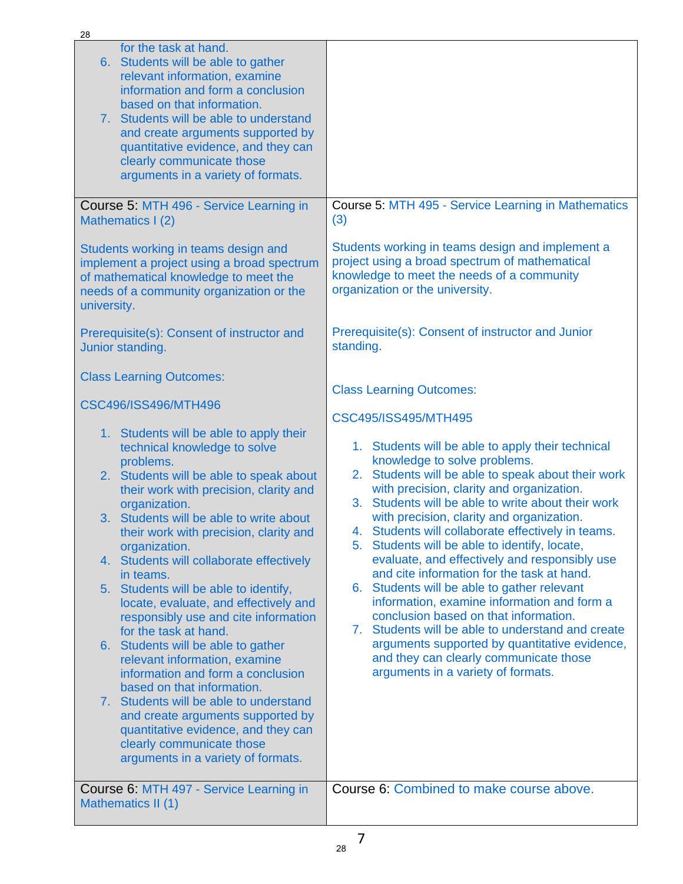| | |
|---|---|
| for the task at hand.<br>6. Students will be able to gather relevant information, examine information and form a conclusion based on that information.<br>7. Students will be able to understand and create arguments supported by quantitative evidence, and they can clearly communicate those arguments in a variety of formats. | |
| Course 5: MTH 496 - Service Learning in Mathematics I (2)<br><br>Students working in teams design and implement a project using a broad spectrum of mathematical knowledge to meet the needs of a community organization or the university.<br><br>Prerequisite(s): Consent of instructor and Junior standing.<br><br>Class Learning Outcomes:<br><br>CSC496/ISS496/MTH496<br><br>1. Students will be able to apply their technical knowledge to solve problems.<br>2. Students will be able to speak about their work with precision, clarity and organization.<br>3. Students will be able to write about their work with precision, clarity and organization.<br>4. Students will collaborate effectively in teams.<br>5. Students will be able to identify, locate, evaluate, and effectively and responsibly use and cite information for the task at hand.<br>6. Students will be able to gather relevant information, examine information and form a conclusion based on that information.<br>7. Students will be able to understand and create arguments supported by quantitative evidence, and they can clearly communicate those arguments in a variety of formats. | Course 5: MTH 495 - Service Learning in Mathematics (3)<br><br>Students working in teams design and implement a project using a broad spectrum of mathematical knowledge to meet the needs of a community organization or the university.<br><br>Prerequisite(s): Consent of instructor and Junior standing.<br><br>Class Learning Outcomes:<br><br>CSC495/ISS495/MTH495<br><br>1. Students will be able to apply their technical knowledge to solve problems.<br>2. Students will be able to speak about their work with precision, clarity and organization.<br>3. Students will be able to write about their work with precision, clarity and organization.<br>4. Students will collaborate effectively in teams.<br>5. Students will be able to identify, locate, evaluate, and effectively and responsibly use and cite information for the task at hand.<br>6. Students will be able to gather relevant information, examine information and form a conclusion based on that information.<br>7. Students will be able to understand and create arguments supported by quantitative evidence, and they can clearly communicate those arguments in a variety of formats. |
| Course 6: MTH 497 - Service Learning in Mathematics II (1) | Course 6: Combined to make course above. |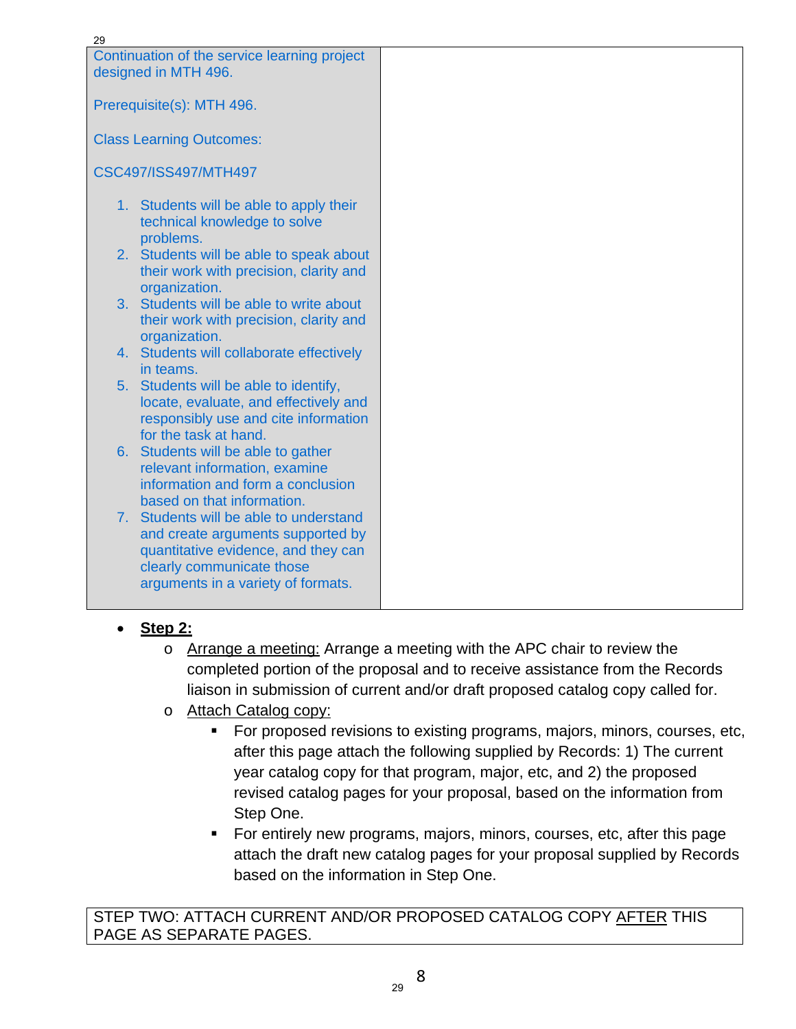| Continuation of the service learning project designed in MTH 496.<br><br>Prerequisite(s): MTH 496.<br><br>Class Learning Outcomes:<br><br>CSC497/ISS497/MTH497<br><br>1. Students will be able to apply their technical knowledge to solve problems.<br>2. Students will be able to speak about their work with precision, clarity and organization.<br>3. Students will be able to write about their work with precision, clarity and organization.<br>4. Students will collaborate effectively in teams.<br>5. Students will be able to identify, locate, evaluate, and effectively and responsibly use and cite information for the task at hand.<br>6. Students will be able to gather relevant information, examine information and form a conclusion based on that information.<br>7. Students will be able to understand and create arguments supported by quantitative evidence, and they can clearly communicate those arguments in a variety of formats. | |
|---|---|

- **Step 2:**
  - Arrange a meeting: Arrange a meeting with the APC chair to review the completed portion of the proposal and to receive assistance from the Records liaison in submission of current and/or draft proposed catalog copy called for.
  - Attach Catalog copy:
    - For proposed revisions to existing programs, majors, minors, courses, etc, after this page attach the following supplied by Records: 1) The current year catalog copy for that program, major, etc, and 2) the proposed revised catalog pages for your proposal, based on the information from Step One.
    - For entirely new programs, majors, minors, courses, etc, after this page attach the draft new catalog pages for your proposal supplied by Records based on the information in Step One.

| STEP TWO: ATTACH CURRENT AND/OR PROPOSED CATALOG COPY AFTER THIS PAGE AS SEPARATE PAGES. |
|---|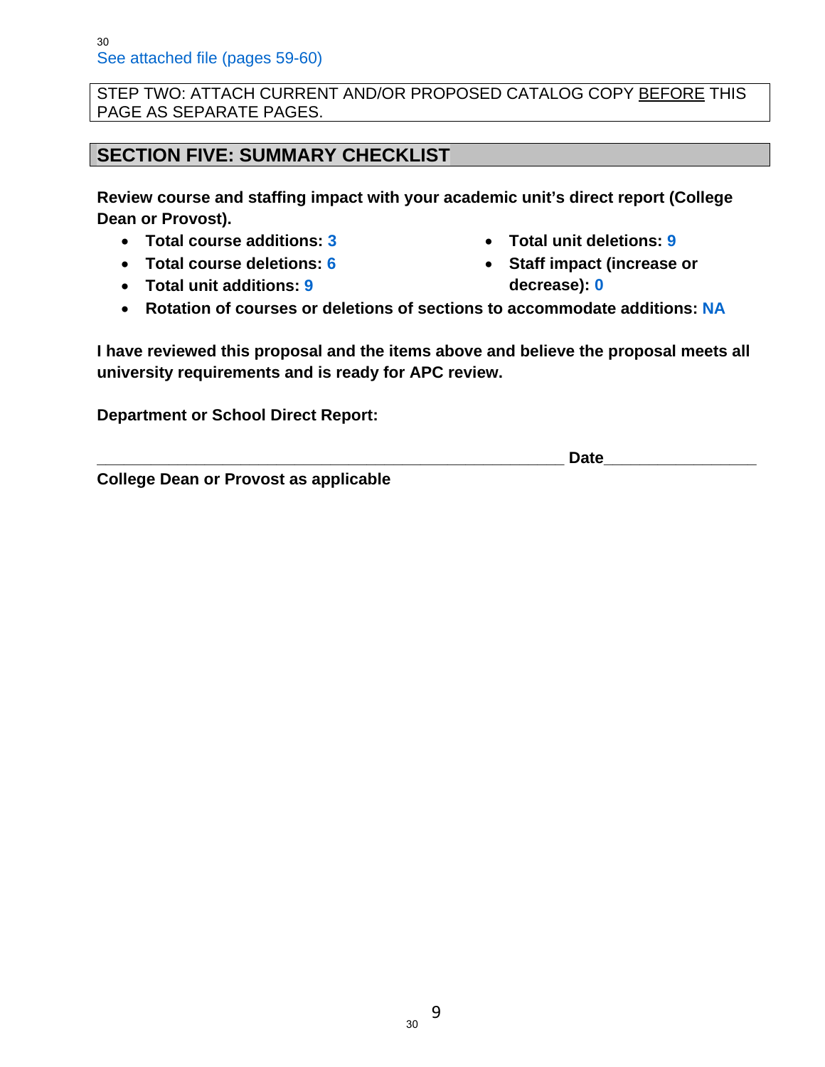See attached file (pages 59-60)

STEP TWO: ATTACH CURRENT AND/OR PROPOSED CATALOG COPY BEFORE THIS PAGE AS SEPARATE PAGES.

## SECTION FIVE: SUMMARY CHECKLIST

**Review course and staffing impact with your academic unit's direct report (College Dean or Provost).**

- **Total course additions:** 3
- **Total course deletions:** 6
- **Total unit additions:** 9
- **Total unit deletions:** 9
- **Staff impact (increase or decrease):** 0
- **Rotation of courses or deletions of sections to accommodate additions:** NA

**I have reviewed this proposal and the items above and believe the proposal meets all university requirements and is ready for APC review.**

**Department or School Direct Report:**

_____________________________________________________ **Date**_________________

**College Dean or Provost as applicable**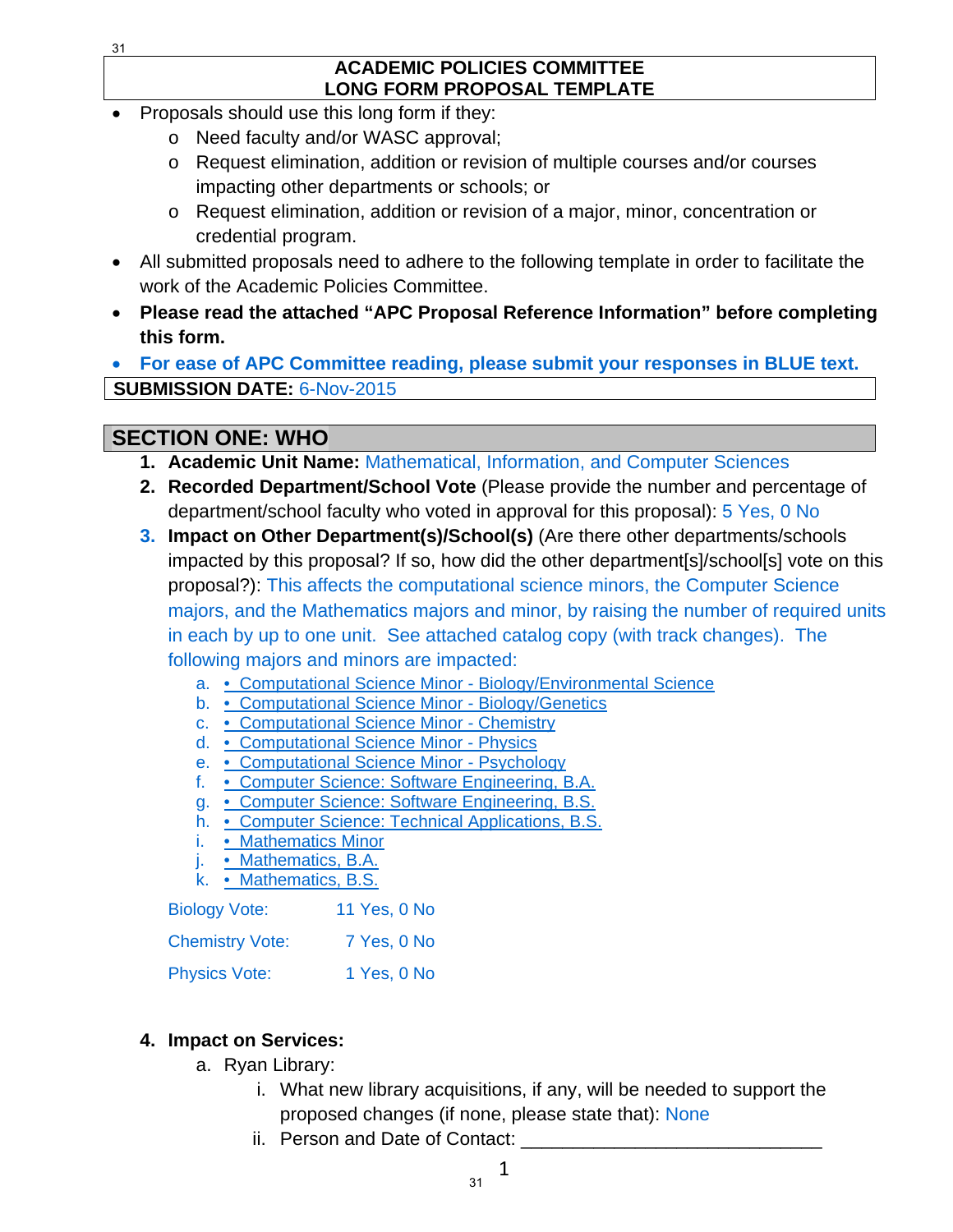**ACADEMIC POLICIES COMMITTEE**
**LONG FORM PROPOSAL TEMPLATE**

- Proposals should use this long form if they:
  - Need faculty and/or WASC approval;
  - Request elimination, addition or revision of multiple courses and/or courses impacting other departments or schools; or
  - Request elimination, addition or revision of a major, minor, concentration or credential program.
- All submitted proposals need to adhere to the following template in order to facilitate the work of the Academic Policies Committee.
- **Please read the attached "APC Proposal Reference Information" before completing this form.**
- **For ease of APC Committee reading, please submit your responses in BLUE text.**

**SUBMISSION DATE:** 6-Nov-2015

## SECTION ONE: WHO

1. **Academic Unit Name:** Mathematical, Information, and Computer Sciences
2. **Recorded Department/School Vote** (Please provide the number and percentage of department/school faculty who voted in approval for this proposal): 5 Yes, 0 No
3. **Impact on Other Department(s)/School(s)** (Are there other departments/schools impacted by this proposal? If so, how did the other department[s]/school[s] vote on this proposal?): This affects the computational science minors, the Computer Science majors, and the Mathematics majors and minor, by raising the number of required units in each by up to one unit. See attached catalog copy (with track changes). The following majors and minors are impacted:
   a. • Computational Science Minor - Biology/Environmental Science
   b. • Computational Science Minor - Biology/Genetics
   c. • Computational Science Minor - Chemistry
   d. • Computational Science Minor - Physics
   e. • Computational Science Minor - Psychology
   f. • Computer Science: Software Engineering, B.A.
   g. • Computer Science: Software Engineering, B.S.
   h. • Computer Science: Technical Applications, B.S.
   i. • Mathematics Minor
   j. • Mathematics, B.A.
   k. • Mathematics, B.S.

   Biology Vote: 11 Yes, 0 No

   Chemistry Vote: 7 Yes, 0 No

   Physics Vote: 1 Yes, 0 No

4. **Impact on Services:**
   a. Ryan Library:
      i. What new library acquisitions, if any, will be needed to support the proposed changes (if none, please state that): None
      ii. Person and Date of Contact: ___________________________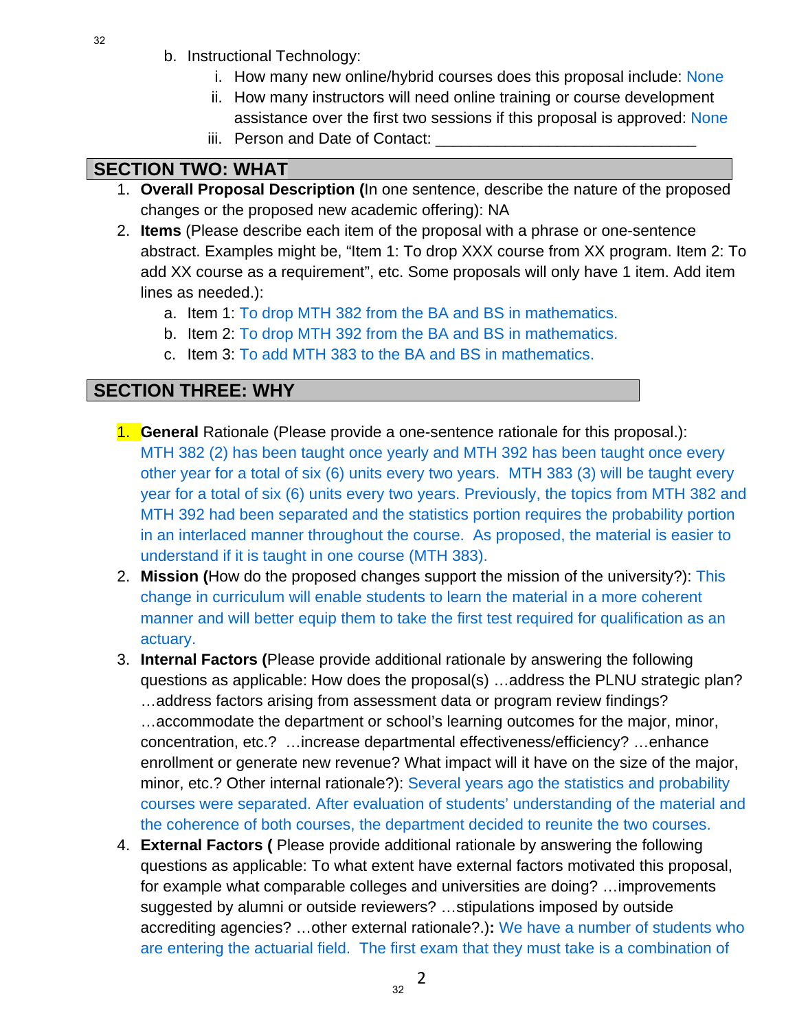b. Instructional Technology:

   i. How many new online/hybrid courses does this proposal include: None

   ii. How many instructors will need online training or course development assistance over the first two sessions if this proposal is approved: None

   iii. Person and Date of Contact: ______________________________

## SECTION TWO: WHAT

1. **Overall Proposal Description (**In one sentence, describe the nature of the proposed changes or the proposed new academic offering): NA
2. **Items** (Please describe each item of the proposal with a phrase or one-sentence abstract. Examples might be, "Item 1: To drop XXX course from XX program. Item 2: To add XX course as a requirement", etc. Some proposals will only have 1 item. Add item lines as needed.):
   a. Item 1: To drop MTH 382 from the BA and BS in mathematics.
   b. Item 2: To drop MTH 392 from the BA and BS in mathematics.
   c. Item 3: To add MTH 383 to the BA and BS in mathematics.

## SECTION THREE: WHY

1. **General** Rationale (Please provide a one-sentence rationale for this proposal.): MTH 382 (2) has been taught once yearly and MTH 392 has been taught once every other year for a total of six (6) units every two years. MTH 383 (3) will be taught every year for a total of six (6) units every two years. Previously, the topics from MTH 382 and MTH 392 had been separated and the statistics portion requires the probability portion in an interlaced manner throughout the course. As proposed, the material is easier to understand if it is taught in one course (MTH 383).
2. **Mission (**How do the proposed changes support the mission of the university?): This change in curriculum will enable students to learn the material in a more coherent manner and will better equip them to take the first test required for qualification as an actuary.
3. **Internal Factors (**Please provide additional rationale by answering the following questions as applicable: How does the proposal(s) …address the PLNU strategic plan? …address factors arising from assessment data or program review findings? …accommodate the department or school's learning outcomes for the major, minor, concentration, etc.? …increase departmental effectiveness/efficiency? …enhance enrollment or generate new revenue? What impact will it have on the size of the major, minor, etc.? Other internal rationale?): Several years ago the statistics and probability courses were separated. After evaluation of students' understanding of the material and the coherence of both courses, the department decided to reunite the two courses.
4. **External Factors (** Please provide additional rationale by answering the following questions as applicable: To what extent have external factors motivated this proposal, for example what comparable colleges and universities are doing? …improvements suggested by alumni or outside reviewers? …stipulations imposed by outside accrediting agencies? …other external rationale?.)**:** We have a number of students who are entering the actuarial field. The first exam that they must take is a combination of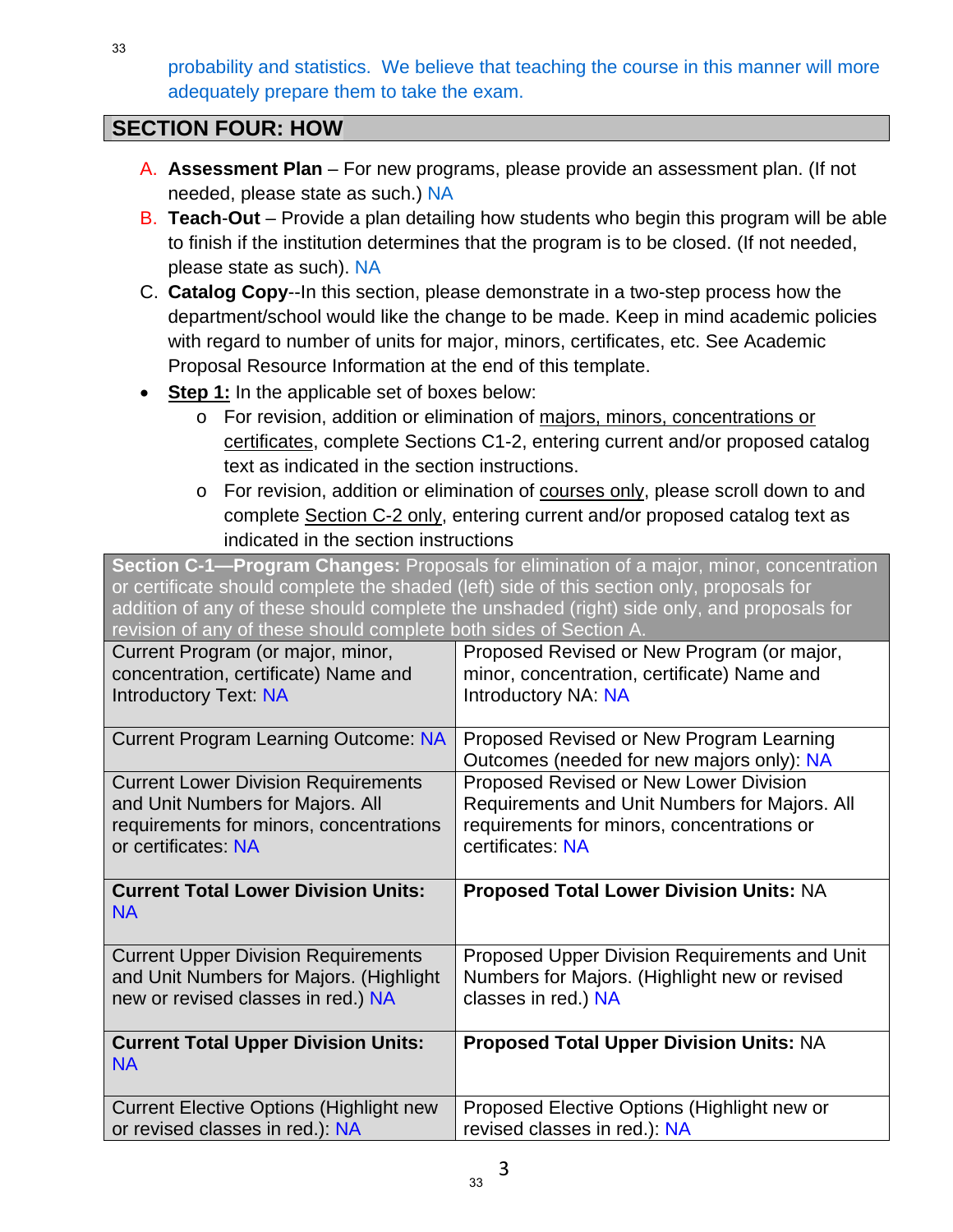probability and statistics. We believe that teaching the course in this manner will more adequately prepare them to take the exam.

## SECTION FOUR: HOW

A. **Assessment Plan** – For new programs, please provide an assessment plan. (If not needed, please state as such.) NA

B. **Teach-Out** – Provide a plan detailing how students who begin this program will be able to finish if the institution determines that the program is to be closed. (If not needed, please state as such). NA

C. **Catalog Copy**--In this section, please demonstrate in a two-step process how the department/school would like the change to be made. Keep in mind academic policies with regard to number of units for major, minors, certificates, etc. See Academic Proposal Resource Information at the end of this template.

- **Step 1:** In the applicable set of boxes below:
  - For revision, addition or elimination of majors, minors, concentrations or certificates, complete Sections C1-2, entering current and/or proposed catalog text as indicated in the section instructions.
  - For revision, addition or elimination of courses only, please scroll down to and complete Section C-2 only, entering current and/or proposed catalog text as indicated in the section instructions

| **Section C-1—Program Changes:** Proposals for elimination of a major, minor, concentration or certificate should complete the shaded (left) side of this section only, proposals for addition of any of these should complete the unshaded (right) side only, and proposals for revision of any of these should complete both sides of Section A. | |
|---|---|
| Current Program (or major, minor, concentration, certificate) Name and Introductory Text: NA | Proposed Revised or New Program (or major, minor, concentration, certificate) Name and Introductory NA: NA |
| Current Program Learning Outcome: NA | Proposed Revised or New Program Learning Outcomes (needed for new majors only): NA |
| Current Lower Division Requirements and Unit Numbers for Majors. All requirements for minors, concentrations or certificates: NA | Proposed Revised or New Lower Division Requirements and Unit Numbers for Majors. All requirements for minors, concentrations or certificates: NA |
| **Current Total Lower Division Units:** NA | **Proposed Total Lower Division Units:** NA |
| Current Upper Division Requirements and Unit Numbers for Majors. (Highlight new or revised classes in red.) NA | Proposed Upper Division Requirements and Unit Numbers for Majors. (Highlight new or revised classes in red.) NA |
| **Current Total Upper Division Units:** NA | **Proposed Total Upper Division Units:** NA |
| Current Elective Options (Highlight new or revised classes in red.): NA | Proposed Elective Options (Highlight new or revised classes in red.): NA |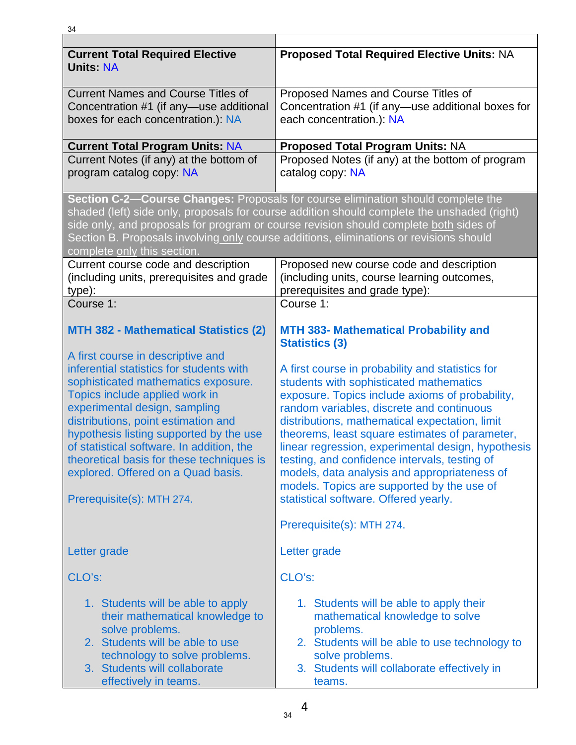| | |
|---|---|
| **Current Total Required Elective Units:** NA | **Proposed Total Required Elective Units:** NA |
| Current Names and Course Titles of Concentration #1 (if any—use additional boxes for each concentration.): NA | Proposed Names and Course Titles of Concentration #1 (if any—use additional boxes for each concentration.): NA |
| **Current Total Program Units:** NA | **Proposed Total Program Units:** NA |
| Current Notes (if any) at the bottom of program catalog copy: NA | Proposed Notes (if any) at the bottom of program catalog copy: NA |

**Section C-2—Course Changes:** Proposals for course elimination should complete the shaded (left) side only, proposals for course addition should complete the unshaded (right) side only, and proposals for program or course revision should complete both sides of Section B. Proposals involving only course additions, eliminations or revisions should complete only this section.

| Current course code and description (including units, prerequisites and grade type): | Proposed new course code and description (including units, course learning outcomes, prerequisites and grade type): |
|---|---|
| Course 1:<br><br>**MTH 382 - Mathematical Statistics (2)**<br><br>A first course in descriptive and inferential statistics for students with sophisticated mathematics exposure. Topics include applied work in experimental design, sampling distributions, point estimation and hypothesis listing supported by the use of statistical software. In addition, the theoretical basis for these techniques is explored. Offered on a Quad basis.<br><br>Prerequisite(s): MTH 274.<br><br>Letter grade<br><br>CLO's:<br><br>1. Students will be able to apply their mathematical knowledge to solve problems.<br>2. Students will be able to use technology to solve problems.<br>3. Students will collaborate effectively in teams. | Course 1:<br><br>**MTH 383- Mathematical Probability and Statistics (3)**<br><br>A first course in probability and statistics for students with sophisticated mathematics exposure. Topics include axioms of probability, random variables, discrete and continuous distributions, mathematical expectation, limit theorems, least square estimates of parameter, linear regression, experimental design, hypothesis testing, and confidence intervals, testing of models, data analysis and appropriateness of models. Topics are supported by the use of statistical software. Offered yearly.<br><br>Prerequisite(s): MTH 274.<br><br>Letter grade<br><br>CLO's:<br><br>1. Students will be able to apply their mathematical knowledge to solve problems.<br>2. Students will be able to use technology to solve problems.<br>3. Students will collaborate effectively in teams. |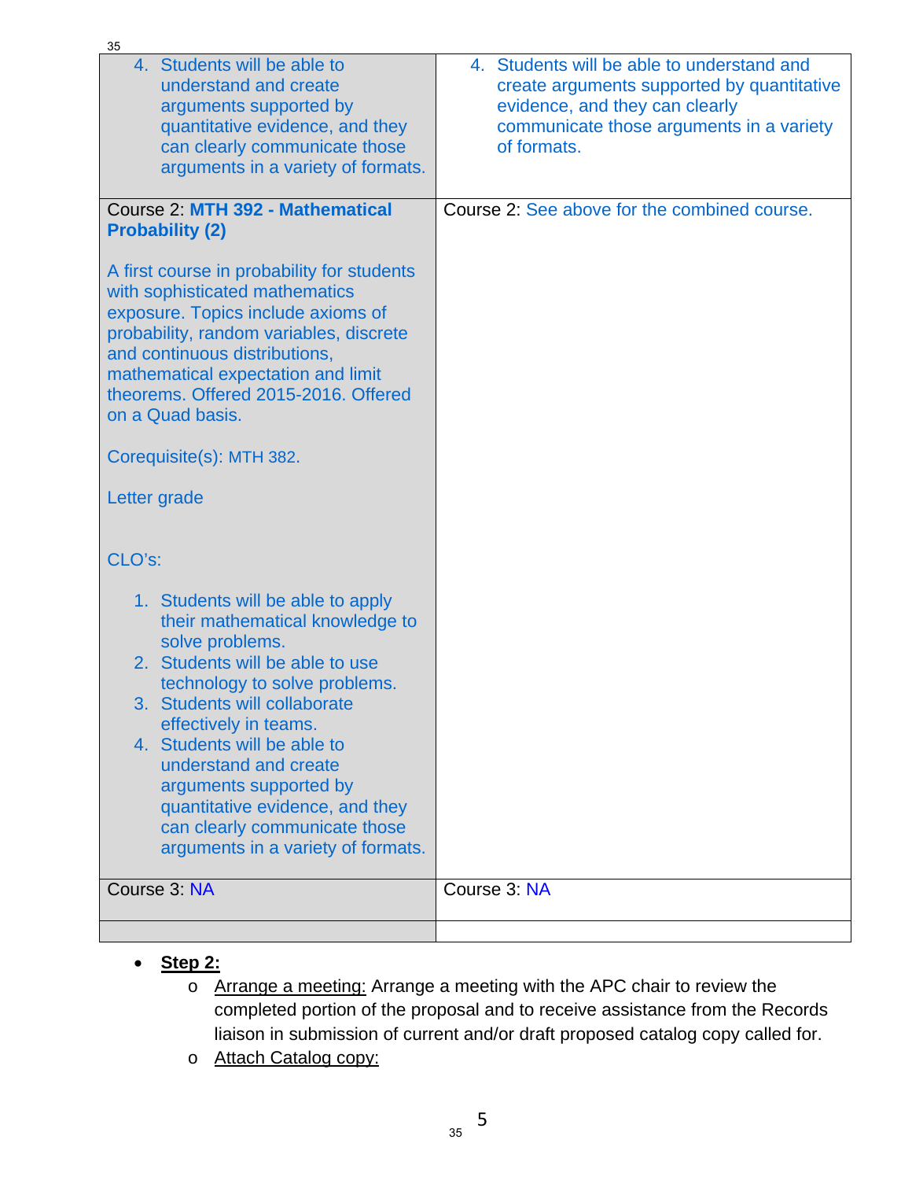| | |
|---|---|
| 4. Students will be able to understand and create arguments supported by quantitative evidence, and they can clearly communicate those arguments in a variety of formats. | 4. Students will be able to understand and create arguments supported by quantitative evidence, and they can clearly communicate those arguments in a variety of formats. |
| Course 2: **MTH 392 - Mathematical Probability (2)**<br><br>A first course in probability for students with sophisticated mathematics exposure. Topics include axioms of probability, random variables, discrete and continuous distributions, mathematical expectation and limit theorems. Offered 2015-2016. Offered on a Quad basis.<br><br>Corequisite(s): MTH 382.<br><br>Letter grade<br><br>CLO's:<br><br>1. Students will be able to apply their mathematical knowledge to solve problems.<br>2. Students will be able to use technology to solve problems.<br>3. Students will collaborate effectively in teams.<br>4. Students will be able to understand and create arguments supported by quantitative evidence, and they can clearly communicate those arguments in a variety of formats. | Course 2: See above for the combined course. |
| Course 3: NA | Course 3: NA |
| | |

- **Step 2:**
  - Arrange a meeting: Arrange a meeting with the APC chair to review the completed portion of the proposal and to receive assistance from the Records liaison in submission of current and/or draft proposed catalog copy called for.
  - Attach Catalog copy: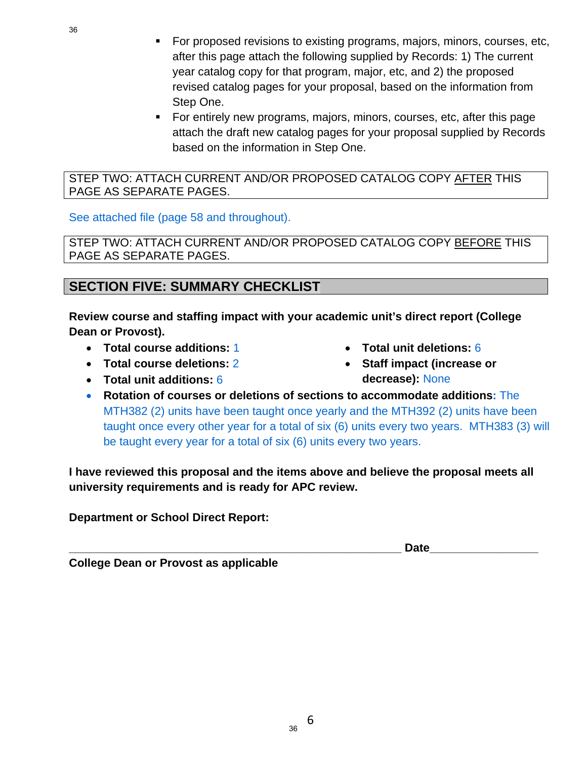- For proposed revisions to existing programs, majors, minors, courses, etc, after this page attach the following supplied by Records: 1) The current year catalog copy for that program, major, etc, and 2) the proposed revised catalog pages for your proposal, based on the information from Step One.
- For entirely new programs, majors, minors, courses, etc, after this page attach the draft new catalog pages for your proposal supplied by Records based on the information in Step One.

STEP TWO: ATTACH CURRENT AND/OR PROPOSED CATALOG COPY AFTER THIS PAGE AS SEPARATE PAGES.

See attached file (page 58 and throughout).

STEP TWO: ATTACH CURRENT AND/OR PROPOSED CATALOG COPY BEFORE THIS PAGE AS SEPARATE PAGES.

## SECTION FIVE: SUMMARY CHECKLIST

**Review course and staffing impact with your academic unit's direct report (College Dean or Provost).**

- **Total course additions:** 1
- **Total course deletions:** 2
- **Total unit additions:** 6
- **Total unit deletions:** 6
- **Staff impact (increase or decrease):** None
- **Rotation of courses or deletions of sections to accommodate additions:** The MTH382 (2) units have been taught once yearly and the MTH392 (2) units have been taught once every other year for a total of six (6) units every two years. MTH383 (3) will be taught every year for a total of six (6) units every two years.

**I have reviewed this proposal and the items above and believe the proposal meets all university requirements and is ready for APC review.**

**Department or School Direct Report:**

_________________________________________________________ **Date**_________________

**College Dean or Provost as applicable**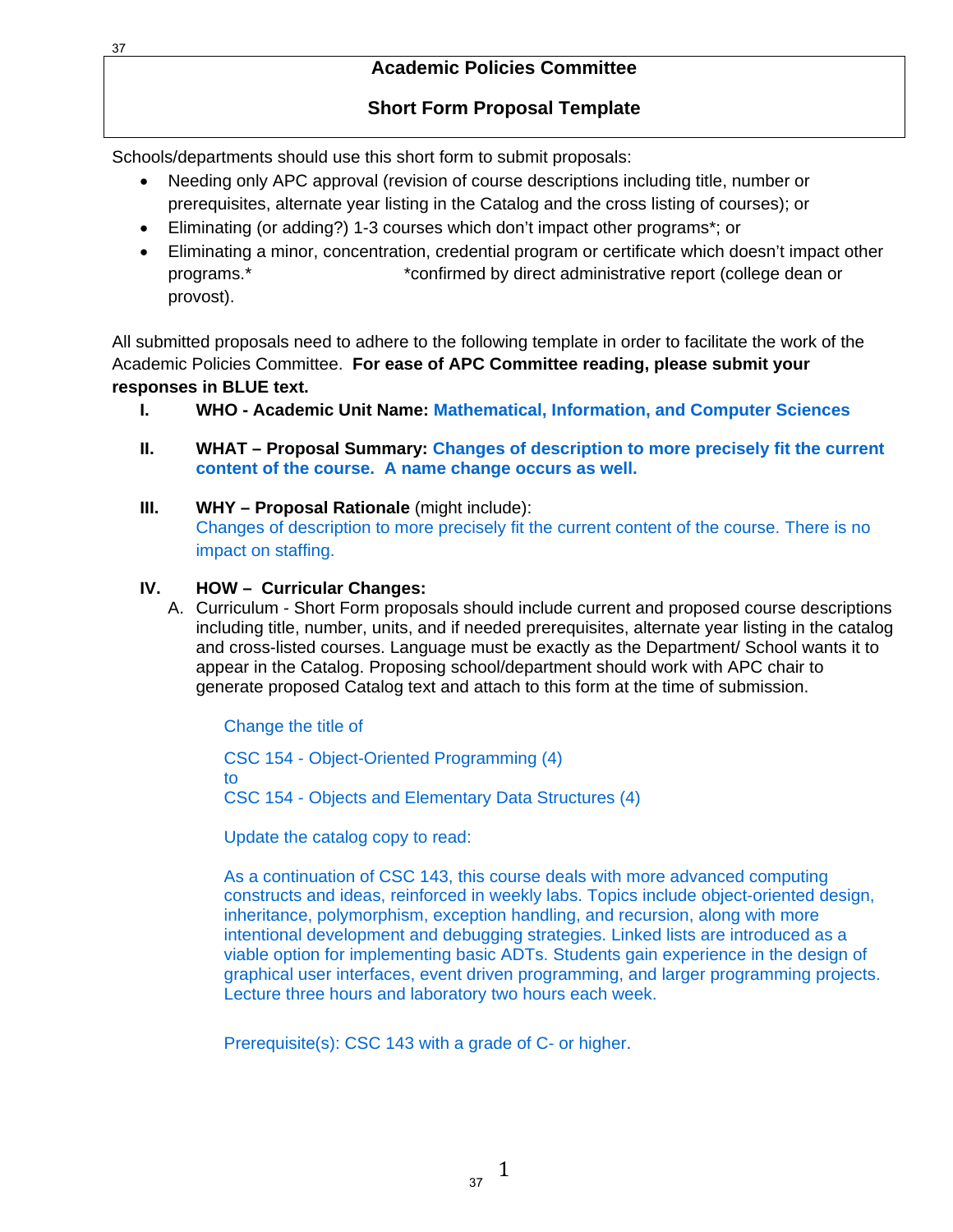## Academic Policies Committee

## Short Form Proposal Template

Schools/departments should use this short form to submit proposals:

- Needing only APC approval (revision of course descriptions including title, number or prerequisites, alternate year listing in the Catalog and the cross listing of courses); or
- Eliminating (or adding?) 1-3 courses which don't impact other programs*; or
- Eliminating a minor, concentration, credential program or certificate which doesn't impact other programs.* *confirmed by direct administrative report (college dean or provost).

All submitted proposals need to adhere to the following template in order to facilitate the work of the Academic Policies Committee. **For ease of APC Committee reading, please submit your responses in BLUE text.**

I. **WHO - Academic Unit Name: Mathematical, Information, and Computer Sciences**

II. **WHAT – Proposal Summary: Changes of description to more precisely fit the current content of the course. A name change occurs as well.**

III. **WHY – Proposal Rationale** (might include):
Changes of description to more precisely fit the current content of the course. There is no impact on staffing.

IV. **HOW – Curricular Changes:**

A. Curriculum - Short Form proposals should include current and proposed course descriptions including title, number, units, and if needed prerequisites, alternate year listing in the catalog and cross-listed courses. Language must be exactly as the Department/ School wants it to appear in the Catalog. Proposing school/department should work with APC chair to generate proposed Catalog text and attach to this form at the time of submission.

Change the title of

CSC 154 - Object-Oriented Programming (4)
to
CSC 154 - Objects and Elementary Data Structures (4)

Update the catalog copy to read:

As a continuation of CSC 143, this course deals with more advanced computing constructs and ideas, reinforced in weekly labs. Topics include object-oriented design, inheritance, polymorphism, exception handling, and recursion, along with more intentional development and debugging strategies. Linked lists are introduced as a viable option for implementing basic ADTs. Students gain experience in the design of graphical user interfaces, event driven programming, and larger programming projects. Lecture three hours and laboratory two hours each week.

Prerequisite(s): CSC 143 with a grade of C- or higher.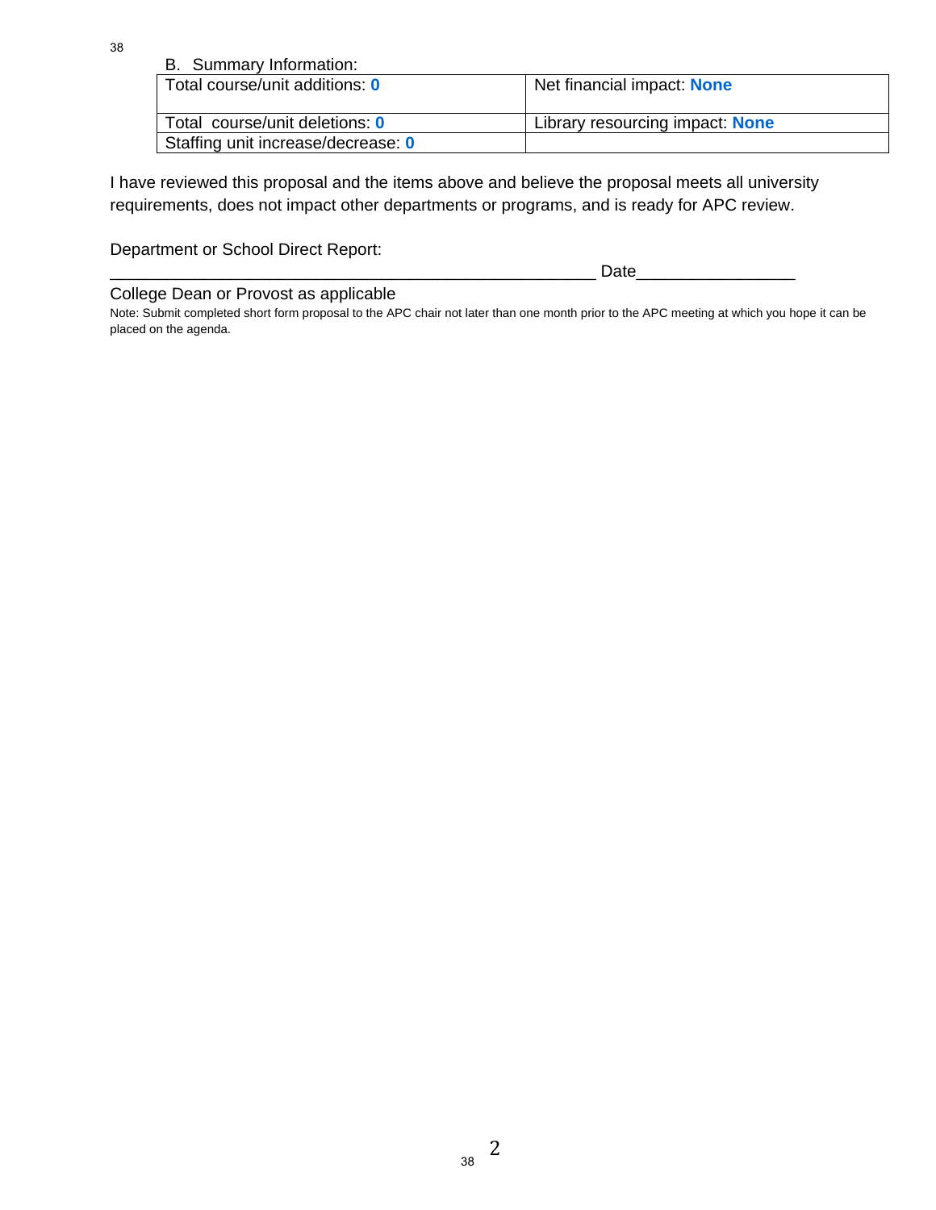B. Summary Information:

| Total course/unit additions: **0** | Net financial impact: **None** |
|---|---|
| Total course/unit deletions: **0** | Library resourcing impact: **None** |
| Staffing unit increase/decrease: **0** | |

I have reviewed this proposal and the items above and believe the proposal meets all university requirements, does not impact other departments or programs, and is ready for APC review.

Department or School Direct Report:

_____________________________________________________ Date________________

College Dean or Provost as applicable

Note: Submit completed short form proposal to the APC chair not later than one month prior to the APC meeting at which you hope it can be placed on the agenda.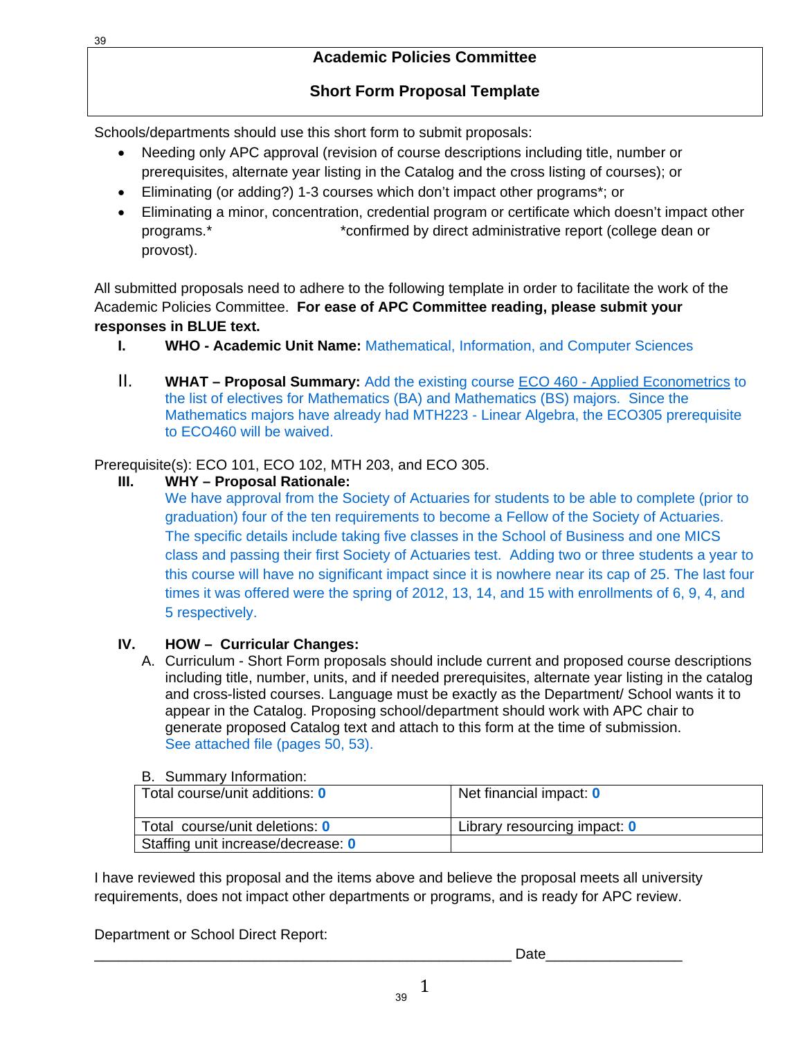## Academic Policies Committee

## Short Form Proposal Template

Schools/departments should use this short form to submit proposals:

- Needing only APC approval (revision of course descriptions including title, number or prerequisites, alternate year listing in the Catalog and the cross listing of courses); or
- Eliminating (or adding?) 1-3 courses which don't impact other programs*; or
- Eliminating a minor, concentration, credential program or certificate which doesn't impact other programs.* *confirmed by direct administrative report (college dean or provost).

All submitted proposals need to adhere to the following template in order to facilitate the work of the Academic Policies Committee. **For ease of APC Committee reading, please submit your responses in BLUE text.**

I. **WHO - Academic Unit Name:** Mathematical, Information, and Computer Sciences

II. **WHAT – Proposal Summary:** Add the existing course ECO 460 - Applied Econometrics to the list of electives for Mathematics (BA) and Mathematics (BS) majors. Since the Mathematics majors have already had MTH223 - Linear Algebra, the ECO305 prerequisite to ECO460 will be waived.

Prerequisite(s): ECO 101, ECO 102, MTH 203, and ECO 305.

III. **WHY – Proposal Rationale:**
We have approval from the Society of Actuaries for students to be able to complete (prior to graduation) four of the ten requirements to become a Fellow of the Society of Actuaries. The specific details include taking five classes in the School of Business and one MICS class and passing their first Society of Actuaries test. Adding two or three students a year to this course will have no significant impact since it is nowhere near its cap of 25. The last four times it was offered were the spring of 2012, 13, 14, and 15 with enrollments of 6, 9, 4, and 5 respectively.

IV. **HOW – Curricular Changes:**

A. Curriculum - Short Form proposals should include current and proposed course descriptions including title, number, units, and if needed prerequisites, alternate year listing in the catalog and cross-listed courses. Language must be exactly as the Department/ School wants it to appear in the Catalog. Proposing school/department should work with APC chair to generate proposed Catalog text and attach to this form at the time of submission.
See attached file (pages 50, 53).

B. Summary Information:

| Total course/unit additions: **0** | Net financial impact: **0** |
|---|---|
| Total course/unit deletions: **0** | Library resourcing impact: **0** |
| Staffing unit increase/decrease: **0** | |

I have reviewed this proposal and the items above and believe the proposal meets all university requirements, does not impact other departments or programs, and is ready for APC review.

Department or School Direct Report:

_______________________________________________________ Date________________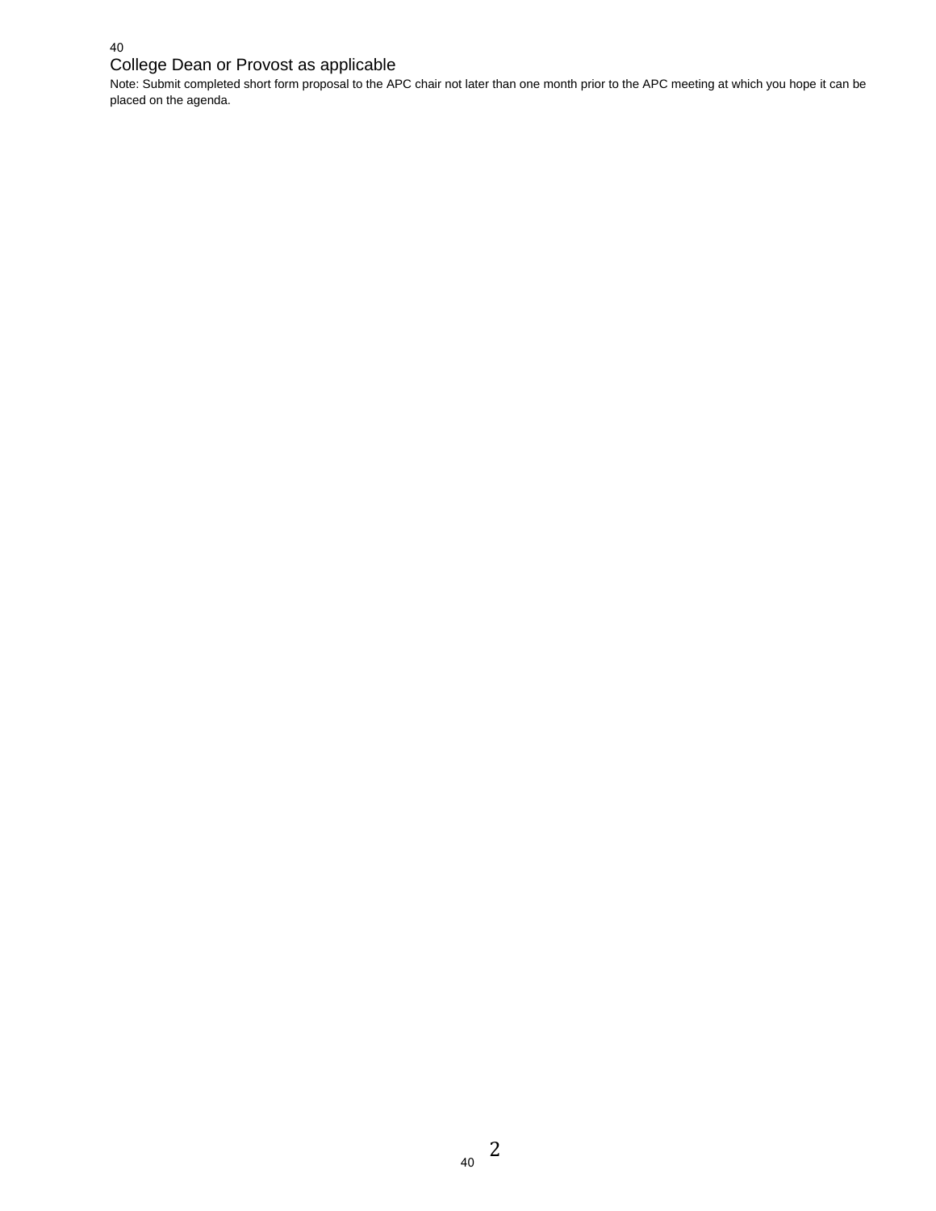College Dean or Provost as applicable

Note: Submit completed short form proposal to the APC chair not later than one month prior to the APC meeting at which you hope it can be placed on the agenda.